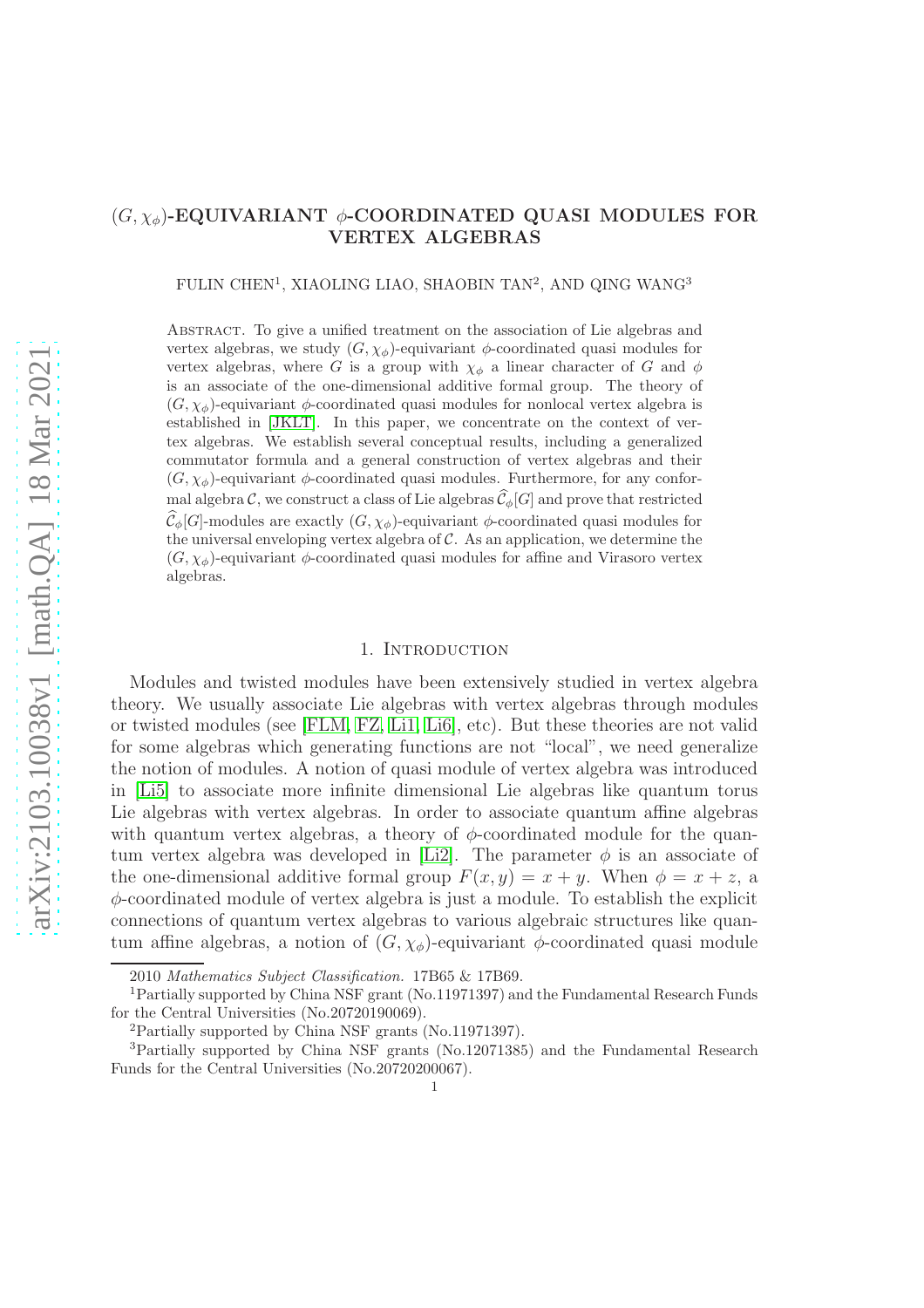# $(G, \chi_\phi)$-EQUIVARIANT $\phi$-COORDINATED QUASI MODULES FOR VERTEX ALGEBRAS

FULIN CHEN[1], XIAOLING LIAO, SHAOBIN TAN[2], AND QING WANG[3]

Abstract. To give a unified treatment on the association of Lie algebras and vertex algebras, we study $(G, \chi_\phi)$-equivariant $\phi$-coordinated quasi modules for vertex algebras, where $G$ is a group with $\chi_\phi$ a linear character of $G$ and $\phi$ is an associate of the one-dimensional additive formal group. The theory of $(G, \chi_\phi)$-equivariant $\phi$-coordinated quasi modules for nonlocal vertex algebra is established in [JKLT]. In this paper, we concentrate on the context of vertex algebras. We establish several conceptual results, including a generalized commutator formula and a general construction of vertex algebras and their $(G, \chi_\phi)$-equivariant $\phi$-coordinated quasi modules. Furthermore, for any conformal algebra $\mathcal{C}$, we construct a class of Lie algebras $\widehat{\mathcal{C}}_\phi[G]$ and prove that restricted $\widehat{\mathcal{C}}_\phi[G]$-modules are exactly $(G, \chi_\phi)$-equivariant $\phi$-coordinated quasi modules for the universal enveloping vertex algebra of $\mathcal{C}$. As an application, we determine the $(G, \chi_\phi)$-equivariant $\phi$-coordinated quasi modules for affine and Virasoro vertex algebras.

## 1. Introduction

Modules and twisted modules have been extensively studied in vertex algebra theory. We usually associate Lie algebras with vertex algebras through modules or twisted modules (see [FLM, FZ, Li1, Li6], etc). But these theories are not valid for some algebras which generating functions are not "local", we need generalize the notion of modules. A notion of quasi module of vertex algebra was introduced in [Li5] to associate more infinite dimensional Lie algebras like quantum torus Lie algebras with vertex algebras. In order to associate quantum affine algebras with quantum vertex algebras, a theory of $\phi$-coordinated module for the quantum vertex algebra was developed in [Li2]. The parameter $\phi$ is an associate of the one-dimensional additive formal group $F(x, y) = x + y$. When $\phi = x + z$, a $\phi$-coordinated module of vertex algebra is just a module. To establish the explicit connections of quantum vertex algebras to various algebraic structures like quantum affine algebras, a notion of $(G, \chi_\phi)$-equivariant $\phi$-coordinated quasi module

2010 *Mathematics Subject Classification.* 17B65 & 17B69.

[1]Partially supported by China NSF grant (No.11971397) and the Fundamental Research Funds for the Central Universities (No.20720190069).

[2]Partially supported by China NSF grants (No.11971397).

[3]Partially supported by China NSF grants (No.12071385) and the Fundamental Research Funds for the Central Universities (No.20720200067).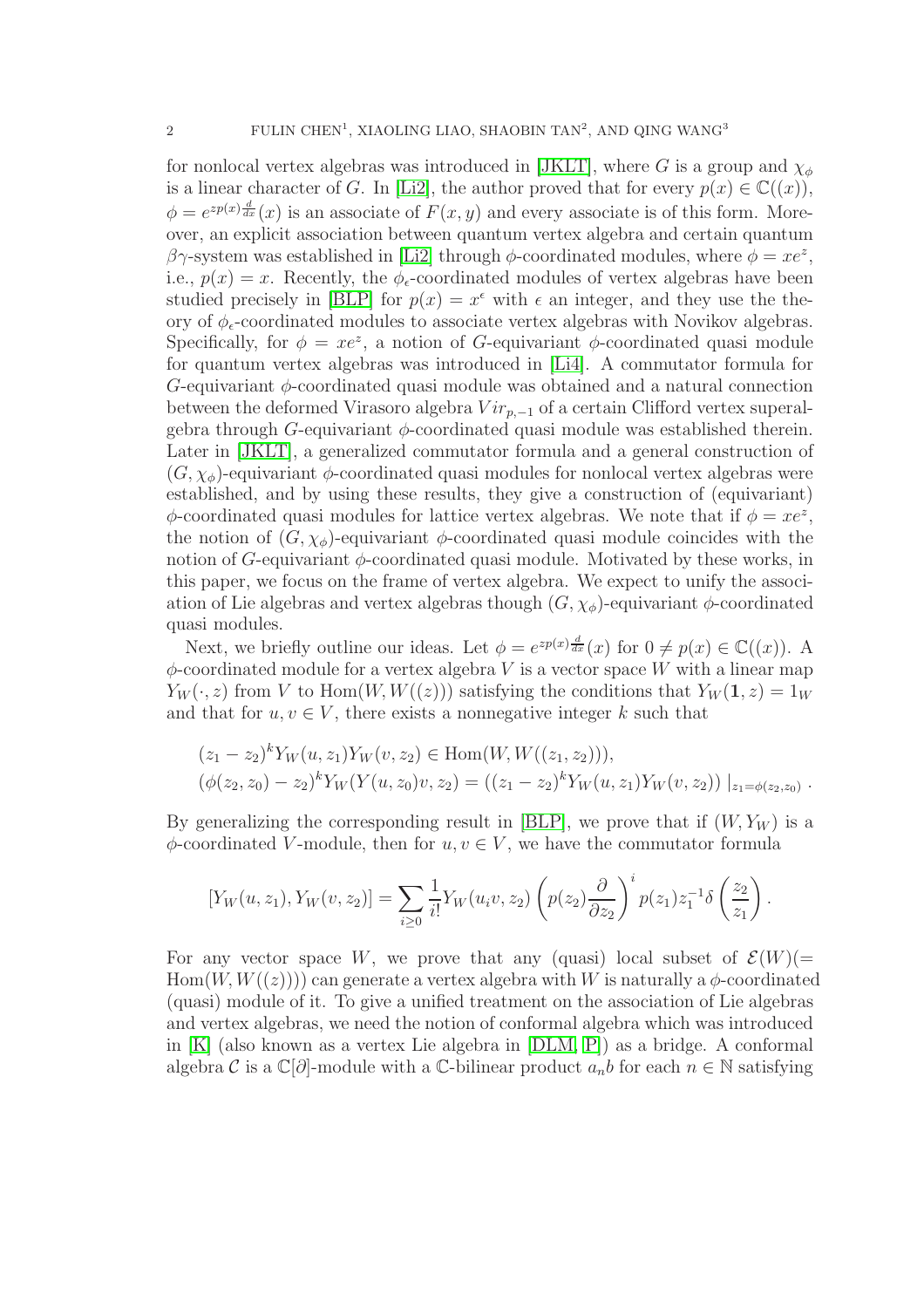for nonlocal vertex algebras was introduced in [JKLT], where $G$ is a group and $\chi_\phi$ is a linear character of $G$. In [Li2], the author proved that for every $p(x) \in \mathbb{C}((x))$, $\phi = e^{zp(x)\frac{d}{dx}}(x)$ is an associate of $F(x, y)$ and every associate is of this form. Moreover, an explicit association between quantum vertex algebra and certain quantum $\beta\gamma$-system was established in [Li2] through $\phi$-coordinated modules, where $\phi = xe^z$, i.e., $p(x) = x$. Recently, the $\phi_\epsilon$-coordinated modules of vertex algebras have been studied precisely in [BLP] for $p(x) = x^\epsilon$ with $\epsilon$ an integer, and they use the theory of $\phi_\epsilon$-coordinated modules to associate vertex algebras with Novikov algebras. Specifically, for $\phi = xe^z$, a notion of $G$-equivariant $\phi$-coordinated quasi module for quantum vertex algebras was introduced in [Li4]. A commutator formula for $G$-equivariant $\phi$-coordinated quasi module was obtained and a natural connection between the deformed Virasoro algebra $Vir_{p,-1}$ of a certain Clifford vertex superalgebra through $G$-equivariant $\phi$-coordinated quasi module was established therein. Later in [JKLT], a generalized commutator formula and a general construction of $(G, \chi_\phi)$-equivariant $\phi$-coordinated quasi modules for nonlocal vertex algebras were established, and by using these results, they give a construction of (equivariant) $\phi$-coordinated quasi modules for lattice vertex algebras. We note that if $\phi = xe^z$, the notion of $(G, \chi_\phi)$-equivariant $\phi$-coordinated quasi module coincides with the notion of $G$-equivariant $\phi$-coordinated quasi module. Motivated by these works, in this paper, we focus on the frame of vertex algebra. We expect to unify the association of Lie algebras and vertex algebras though $(G, \chi_\phi)$-equivariant $\phi$-coordinated quasi modules.

Next, we briefly outline our ideas. Let $\phi = e^{zp(x)\frac{d}{dx}}(x)$ for $0 \neq p(x) \in \mathbb{C}((x))$. A $\phi$-coordinated module for a vertex algebra $V$ is a vector space $W$ with a linear map $Y_W(\cdot, z)$ from $V$ to $\mathrm{Hom}(W, W((z)))$ satisfying the conditions that $Y_W(\mathbf{1}, z) = 1_W$ and that for $u, v \in V$, there exists a nonnegative integer $k$ such that

$$
\begin{aligned}
&(z_1 - z_2)^k Y_W(u, z_1) Y_W(v, z_2) \in \mathrm{Hom}(W, W((z_1, z_2))),\\
&(\phi(z_2, z_0) - z_2)^k Y_W(Y(u, z_0)v, z_2) = \left((z_1 - z_2)^k Y_W(u, z_1) Y_W(v, z_2)\right)|_{z_1 = \phi(z_2, z_0)}\,.
\end{aligned}
$$

By generalizing the corresponding result in [BLP], we prove that if $(W, Y_W)$ is a $\phi$-coordinated $V$-module, then for $u, v \in V$, we have the commutator formula

$$
[Y_W(u, z_1), Y_W(v, z_2)] = \sum_{i \geq 0} \frac{1}{i!} Y_W(u_i v, z_2) \left(p(z_2)\frac{\partial}{\partial z_2}\right)^i p(z_1) z_1^{-1} \delta\left(\frac{z_2}{z_1}\right).
$$

For any vector space $W$, we prove that any (quasi) local subset of $\mathcal{E}(W)(= \mathrm{Hom}(W, W((z))))$ can generate a vertex algebra with $W$ is naturally a $\phi$-coordinated (quasi) module of it. To give a unified treatment on the association of Lie algebras and vertex algebras, we need the notion of conformal algebra which was introduced in [K] (also known as a vertex Lie algebra in [DLM, P]) as a bridge. A conformal algebra $\mathcal{C}$ is a $\mathbb{C}[\partial]$-module with a $\mathbb{C}$-bilinear product $a_n b$ for each $n \in \mathbb{N}$ satisfying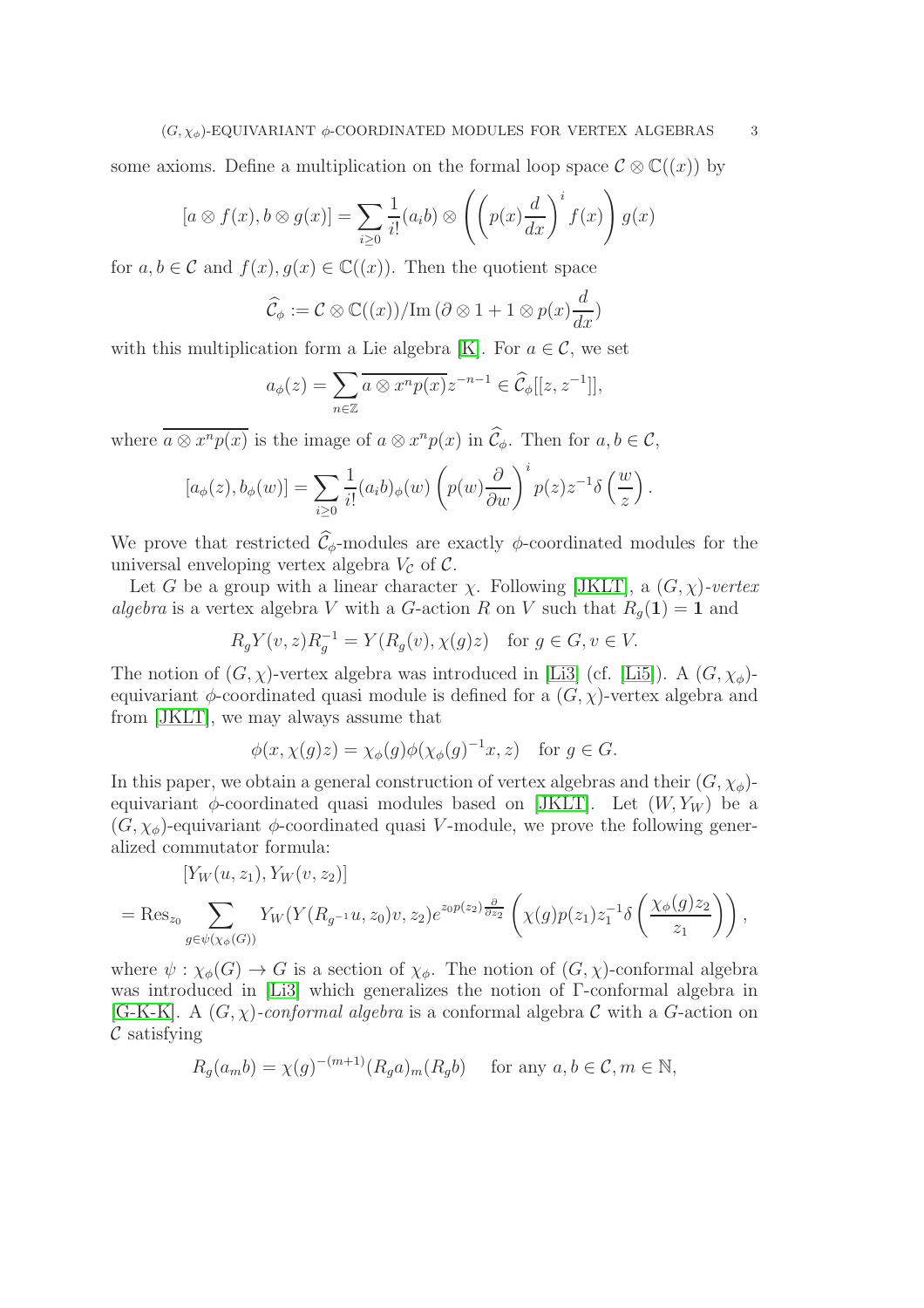some axioms. Define a multiplication on the formal loop space $\mathcal{C} \otimes \mathbb{C}((x))$ by

$$[a \otimes f(x), b \otimes g(x)] = \sum_{i \geq 0} \frac{1}{i!}(a_i b) \otimes \left( \left( p(x)\frac{d}{dx} \right)^i f(x) \right) g(x)$$

for $a, b \in \mathcal{C}$ and $f(x), g(x) \in \mathbb{C}((x))$. Then the quotient space

$$\widehat{\mathcal{C}}_\phi := \mathcal{C} \otimes \mathbb{C}((x)) / \mathrm{Im}\,(\partial \otimes 1 + 1 \otimes p(x)\frac{d}{dx})$$

with this multiplication form a Lie algebra [K]. For $a \in \mathcal{C}$, we set

$$a_\phi(z) = \sum_{n \in \mathbb{Z}} \overline{a \otimes x^n p(x)} z^{-n-1} \in \widehat{\mathcal{C}}_\phi[[z, z^{-1}]],$$

where $\overline{a \otimes x^n p(x)}$ is the image of $a \otimes x^n p(x)$ in $\widehat{\mathcal{C}}_\phi$. Then for $a, b \in \mathcal{C}$,

$$[a_\phi(z), b_\phi(w)] = \sum_{i \geq 0} \frac{1}{i!}(a_i b)_\phi(w) \left( p(w)\frac{\partial}{\partial w} \right)^i p(z) z^{-1} \delta\left(\frac{w}{z}\right).$$

We prove that restricted $\widehat{\mathcal{C}}_\phi$-modules are exactly $\phi$-coordinated modules for the universal enveloping vertex algebra $V_{\mathcal{C}}$ of $\mathcal{C}$.

Let $G$ be a group with a linear character $\chi$. Following [JKLT], a $(G, \chi)$*-vertex algebra* is a vertex algebra $V$ with a $G$-action $R$ on $V$ such that $R_g(\mathbf{1}) = \mathbf{1}$ and

$$R_g Y(v, z) R_g^{-1} = Y(R_g(v), \chi(g) z) \quad \text{for } g \in G, v \in V.$$

The notion of $(G, \chi)$-vertex algebra was introduced in [Li3] (cf. [Li5]). A $(G, \chi_\phi)$-equivariant $\phi$-coordinated quasi module is defined for a $(G, \chi)$-vertex algebra and from [JKLT], we may always assume that

$$\phi(x, \chi(g) z) = \chi_\phi(g) \phi(\chi_\phi(g)^{-1} x, z) \quad \text{for } g \in G.$$

In this paper, we obtain a general construction of vertex algebras and their $(G, \chi_\phi)$-equivariant $\phi$-coordinated quasi modules based on [JKLT]. Let $(W, Y_W)$ be a $(G, \chi_\phi)$-equivariant $\phi$-coordinated quasi $V$-module, we prove the following generalized commutator formula:

$$\begin{aligned}
&[Y_W(u, z_1), Y_W(v, z_2)] \\
&= \mathrm{Res}_{z_0} \sum_{g \in \psi(\chi_\phi(G))} Y_W(Y(R_{g^{-1}} u, z_0) v, z_2) e^{z_0 p(z_2) \frac{\partial}{\partial z_2}} \left( \chi(g) p(z_1) z_1^{-1} \delta\left( \frac{\chi_\phi(g) z_2}{z_1} \right) \right),
\end{aligned}$$

where $\psi : \chi_\phi(G) \to G$ is a section of $\chi_\phi$. The notion of $(G, \chi)$-conformal algebra was introduced in [Li3] which generalizes the notion of $\Gamma$-conformal algebra in [G-K-K]. A $(G, \chi)$*-conformal algebra* is a conformal algebra $\mathcal{C}$ with a $G$-action on $\mathcal{C}$ satisfying

$$R_g(a_m b) = \chi(g)^{-(m+1)} (R_g a)_m (R_g b) \quad \text{for any } a, b \in \mathcal{C}, m \in \mathbb{N},$$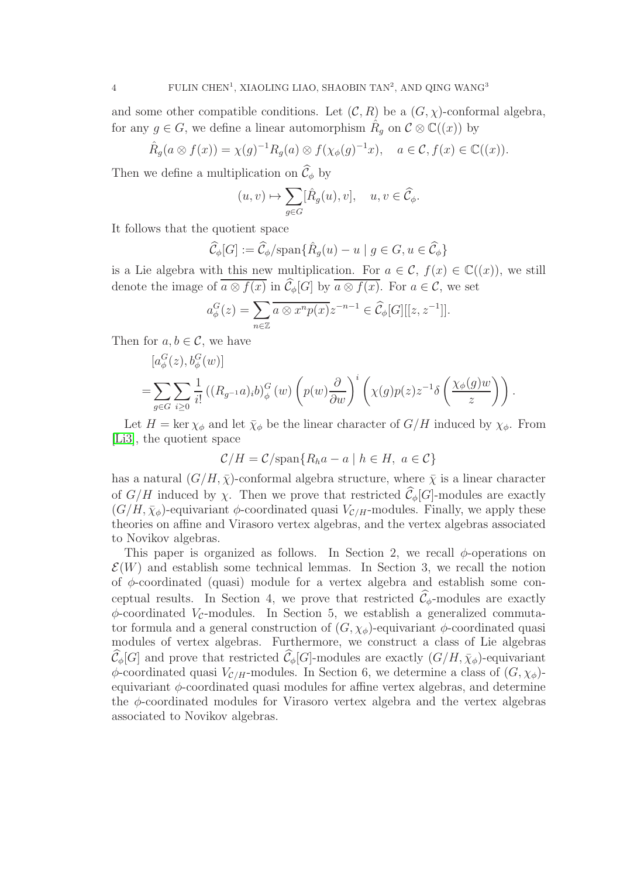and some other compatible conditions. Let $(\mathcal{C}, R)$ be a $(G, \chi)$-conformal algebra, for any $g \in G$, we define a linear automorphism $\hat{R}_g$ on $\mathcal{C} \otimes \mathbb{C}((x))$ by

$$\hat{R}_g(a \otimes f(x)) = \chi(g)^{-1} R_g(a) \otimes f(\chi_\phi(g)^{-1}x), \quad a \in \mathcal{C}, f(x) \in \mathbb{C}((x)).$$

Then we define a multiplication on $\widehat{\mathcal{C}}_\phi$ by

$$(u, v) \mapsto \sum_{g \in G} [\hat{R}_g(u), v], \quad u, v \in \widehat{\mathcal{C}}_\phi.$$

It follows that the quotient space

$$\widehat{\mathcal{C}}_\phi[G] := \widehat{\mathcal{C}}_\phi / \mathrm{span}\{\hat{R}_g(u) - u \mid g \in G, u \in \widehat{\mathcal{C}}_\phi\}$$

is a Lie algebra with this new multiplication. For $a \in \mathcal{C}$, $f(x) \in \mathbb{C}((x))$, we still denote the image of $\overline{a \otimes f(x)}$ in $\widehat{\mathcal{C}}_\phi[G]$ by $\overline{a \otimes f(x)}$. For $a \in \mathcal{C}$, we set

$$a^G_\phi(z) = \sum_{n \in \mathbb{Z}} \overline{a \otimes x^n p(x)} z^{-n-1} \in \widehat{\mathcal{C}}_\phi[G][[z, z^{-1}]].$$

Then for $a, b \in \mathcal{C}$, we have

$$\begin{aligned}
&[a^G_\phi(z), b^G_\phi(w)] \\
=& \sum_{g \in G} \sum_{i \geq 0} \frac{1}{i!} \left((R_{g^{-1}}a)_i b\right)^G_\phi(w) \left(p(w)\frac{\partial}{\partial w}\right)^i \left(\chi(g) p(z) z^{-1} \delta\left(\frac{\chi_\phi(g) w}{z}\right)\right).
\end{aligned}$$

Let $H = \ker \chi_\phi$ and let $\bar{\chi}_\phi$ be the linear character of $G/H$ induced by $\chi_\phi$. From [Li3], the quotient space

$$\mathcal{C}/H = \mathcal{C}/\mathrm{span}\{R_h a - a \mid h \in H,\ a \in \mathcal{C}\}$$

has a natural $(G/H, \bar{\chi})$-conformal algebra structure, where $\bar{\chi}$ is a linear character of $G/H$ induced by $\chi$. Then we prove that restricted $\widehat{\mathcal{C}}_\phi[G]$-modules are exactly $(G/H, \bar{\chi}_\phi)$-equivariant $\phi$-coordinated quasi $V_{\mathcal{C}/H}$-modules. Finally, we apply these theories on affine and Virasoro vertex algebras, and the vertex algebras associated to Novikov algebras.

This paper is organized as follows. In Section 2, we recall $\phi$-operations on $\mathcal{E}(W)$ and establish some technical lemmas. In Section 3, we recall the notion of $\phi$-coordinated (quasi) module for a vertex algebra and establish some conceptual results. In Section 4, we prove that restricted $\widehat{\mathcal{C}}_\phi$-modules are exactly $\phi$-coordinated $V_{\mathcal{C}}$-modules. In Section 5, we establish a generalized commutator formula and a general construction of $(G, \chi_\phi)$-equivariant $\phi$-coordinated quasi modules of vertex algebras. Furthermore, we construct a class of Lie algebras $\widehat{\mathcal{C}}_\phi[G]$ and prove that restricted $\widehat{\mathcal{C}}_\phi[G]$-modules are exactly $(G/H, \bar{\chi}_\phi)$-equivariant $\phi$-coordinated quasi $V_{\mathcal{C}/H}$-modules. In Section 6, we determine a class of $(G, \chi_\phi)$-equivariant $\phi$-coordinated quasi modules for affine vertex algebras, and determine the $\phi$-coordinated modules for Virasoro vertex algebra and the vertex algebras associated to Novikov algebras.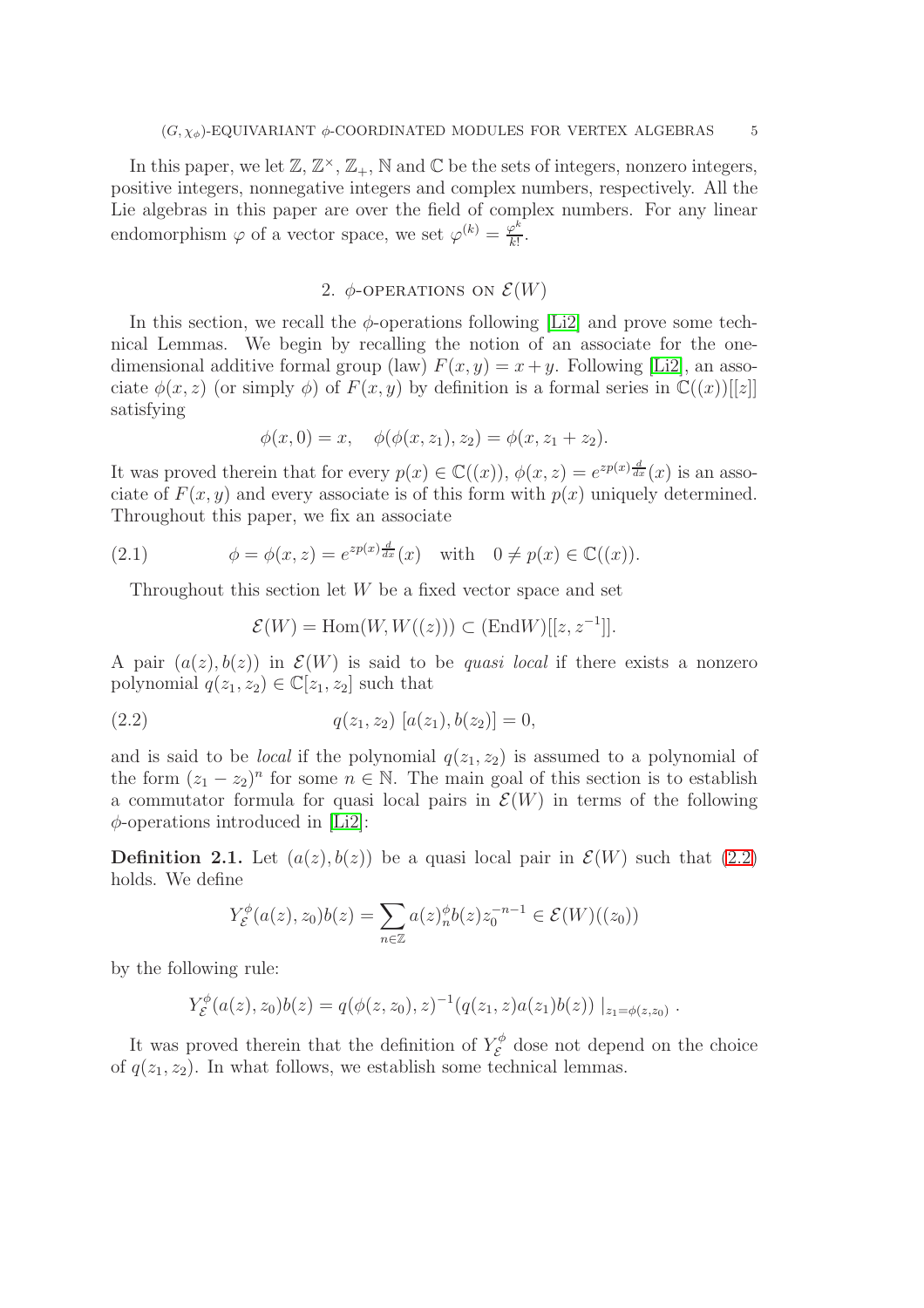In this paper, we let $\mathbb{Z}$, $\mathbb{Z}^{\times}$, $\mathbb{Z}_{+}$, $\mathbb{N}$ and $\mathbb{C}$ be the sets of integers, nonzero integers, positive integers, nonnegative integers and complex numbers, respectively. All the Lie algebras in this paper are over the field of complex numbers. For any linear endomorphism $\varphi$ of a vector space, we set $\varphi^{(k)} = \frac{\varphi^k}{k!}$.

## 2. $\phi$-operations on $\mathcal{E}(W)$

In this section, we recall the $\phi$-operations following [Li2] and prove some technical Lemmas. We begin by recalling the notion of an associate for the one-dimensional additive formal group (law) $F(x, y) = x + y$. Following [Li2], an associate $\phi(x, z)$ (or simply $\phi$) of $F(x, y)$ by definition is a formal series in $\mathbb{C}((x))[[z]]$ satisfying

$$\phi(x, 0) = x, \quad \phi(\phi(x, z_1), z_2) = \phi(x, z_1 + z_2).$$

It was proved therein that for every $p(x) \in \mathbb{C}((x))$, $\phi(x, z) = e^{zp(x)\frac{d}{dx}}(x)$ is an associate of $F(x, y)$ and every associate is of this form with $p(x)$ uniquely determined. Throughout this paper, we fix an associate

$$\phi = \phi(x, z) = e^{zp(x)\frac{d}{dx}}(x) \quad \text{with} \quad 0 \neq p(x) \in \mathbb{C}((x)). \tag{2.1}$$

Throughout this section let $W$ be a fixed vector space and set

$$\mathcal{E}(W) = \mathrm{Hom}(W, W((z))) \subset (\mathrm{End}W)[[z, z^{-1}]].$$

A pair $(a(z), b(z))$ in $\mathcal{E}(W)$ is said to be *quasi local* if there exists a nonzero polynomial $q(z_1, z_2) \in \mathbb{C}[z_1, z_2]$ such that

$$q(z_1, z_2)\ [a(z_1), b(z_2)] = 0, \tag{2.2}$$

and is said to be *local* if the polynomial $q(z_1, z_2)$ is assumed to a polynomial of the form $(z_1 - z_2)^n$ for some $n \in \mathbb{N}$. The main goal of this section is to establish a commutator formula for quasi local pairs in $\mathcal{E}(W)$ in terms of the following $\phi$-operations introduced in [Li2]:

**Definition 2.1.** Let $(a(z), b(z))$ be a quasi local pair in $\mathcal{E}(W)$ such that (2.2) holds. We define

$$Y_{\mathcal{E}}^{\phi}(a(z), z_0)b(z) = \sum_{n \in \mathbb{Z}} a(z)_n^{\phi} b(z) z_0^{-n-1} \in \mathcal{E}(W)((z_0))$$

by the following rule:

$$Y_{\mathcal{E}}^{\phi}(a(z), z_0)b(z) = q(\phi(z, z_0), z)^{-1}(q(z_1, z)a(z_1)b(z))\ |_{z_1 = \phi(z, z_0)}\ .$$

It was proved therein that the definition of $Y_{\mathcal{E}}^{\phi}$ dose not depend on the choice of $q(z_1, z_2)$. In what follows, we establish some technical lemmas.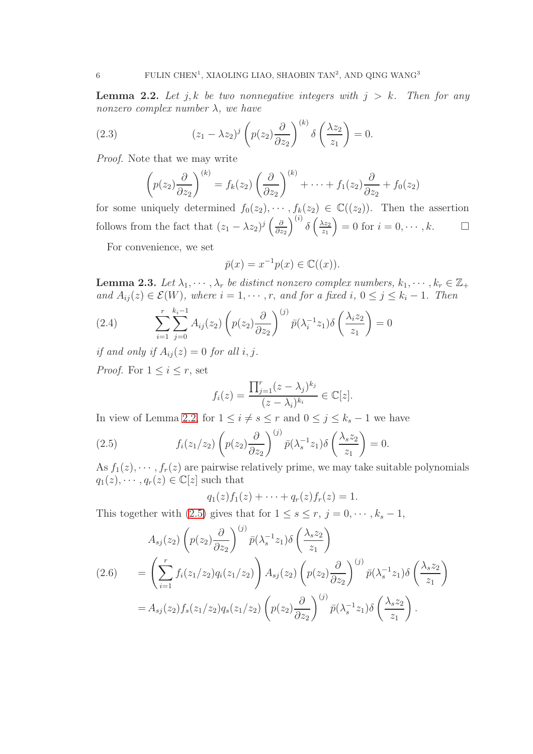**Lemma 2.2.** *Let $j, k$ be two nonnegative integers with $j > k$. Then for any nonzero complex number $\lambda$, we have*

$$(z_1 - \lambda z_2)^j \left( p(z_2) \frac{\partial}{\partial z_2} \right)^{(k)} \delta\left( \frac{\lambda z_2}{z_1} \right) = 0. \tag{2.3}$$

*Proof.* Note that we may write

$$\left( p(z_2) \frac{\partial}{\partial z_2} \right)^{(k)} = f_k(z_2) \left( \frac{\partial}{\partial z_2} \right)^{(k)} + \cdots + f_1(z_2) \frac{\partial}{\partial z_2} + f_0(z_2)$$

for some uniquely determined $f_0(z_2), \cdots, f_k(z_2) \in \mathbb{C}((z_2))$. Then the assertion follows from the fact that $(z_1 - \lambda z_2)^j \left( \frac{\partial}{\partial z_2} \right)^{(i)} \delta\left( \frac{\lambda z_2}{z_1} \right) = 0$ for $i = 0, \cdots, k$. $\square$

For convenience, we set

$$\bar{p}(x) = x^{-1} p(x) \in \mathbb{C}((x)).$$

**Lemma 2.3.** *Let $\lambda_1, \cdots, \lambda_r$ be distinct nonzero complex numbers, $k_1, \cdots, k_r \in \mathbb{Z}_+$ and $A_{ij}(z) \in \mathcal{E}(W)$, where $i = 1, \cdots, r$, and for a fixed $i$, $0 \le j \le k_i - 1$. Then*

$$\sum_{i=1}^{r} \sum_{j=0}^{k_i - 1} A_{ij}(z_2) \left( p(z_2) \frac{\partial}{\partial z_2} \right)^{(j)} \bar{p}(\lambda_i^{-1} z_1) \delta\left( \frac{\lambda_i z_2}{z_1} \right) = 0 \tag{2.4}$$

*if and only if $A_{ij}(z) = 0$ for all $i, j$.*

*Proof.* For $1 \le i \le r$, set

$$f_i(z) = \frac{\prod_{j=1}^{r} (z - \lambda_j)^{k_j}}{(z - \lambda_i)^{k_i}} \in \mathbb{C}[z].$$

In view of Lemma 2.2, for $1 \le i \ne s \le r$ and $0 \le j \le k_s - 1$ we have

$$f_i(z_1/z_2) \left( p(z_2) \frac{\partial}{\partial z_2} \right)^{(j)} \bar{p}(\lambda_s^{-1} z_1) \delta\left( \frac{\lambda_s z_2}{z_1} \right) = 0. \tag{2.5}$$

As $f_1(z), \cdots, f_r(z)$ are pairwise relatively prime, we may take suitable polynomials $q_1(z), \cdots, q_r(z) \in \mathbb{C}[z]$ such that

$$q_1(z) f_1(z) + \cdots + q_r(z) f_r(z) = 1.$$

This together with (2.5) gives that for $1 \le s \le r$, $j = 0, \cdots, k_s - 1$,

$$\begin{aligned}
& A_{sj}(z_2) \left( p(z_2) \frac{\partial}{\partial z_2} \right)^{(j)} \bar{p}(\lambda_s^{-1} z_1) \delta\left( \frac{\lambda_s z_2}{z_1} \right) \\
= & \left( \sum_{i=1}^{r} f_i(z_1/z_2) q_i(z_1/z_2) \right) A_{sj}(z_2) \left( p(z_2) \frac{\partial}{\partial z_2} \right)^{(j)} \bar{p}(\lambda_s^{-1} z_1) \delta\left( \frac{\lambda_s z_2}{z_1} \right) \\
= & A_{sj}(z_2) f_s(z_1/z_2) q_s(z_1/z_2) \left( p(z_2) \frac{\partial}{\partial z_2} \right)^{(j)} \bar{p}(\lambda_s^{-1} z_1) \delta\left( \frac{\lambda_s z_2}{z_1} \right).
\end{aligned} \tag{2.6}$$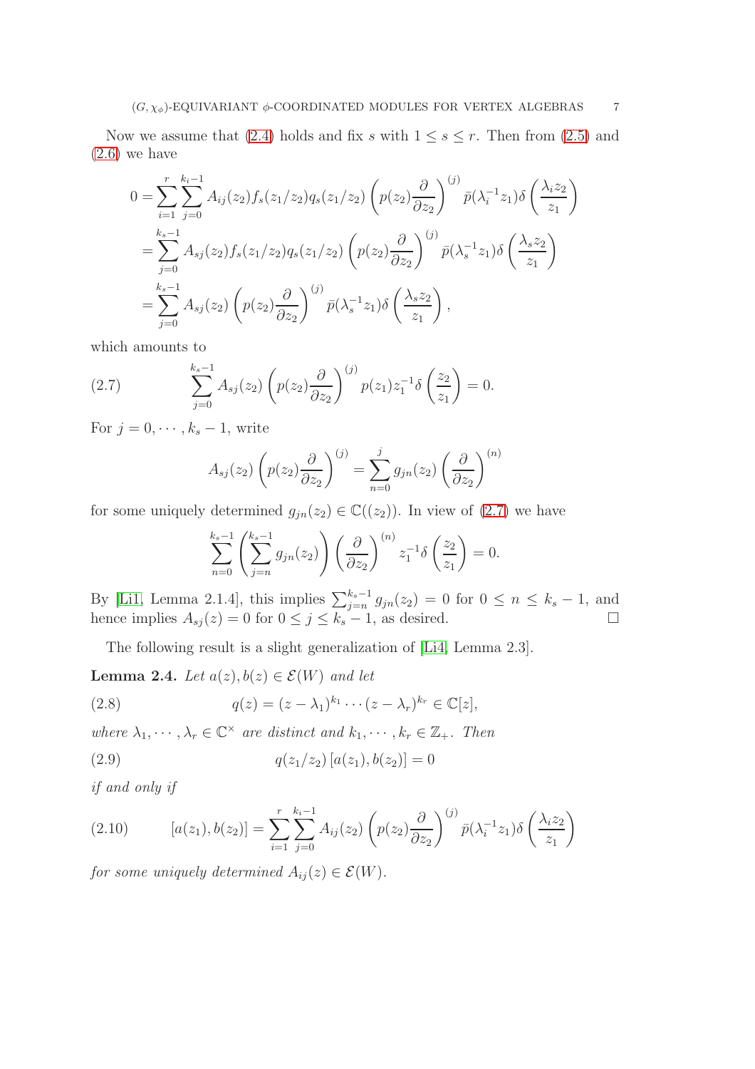Now we assume that (2.4) holds and fix $s$ with $1 \leq s \leq r$. Then from (2.5) and (2.6) we have

$$
\begin{aligned}
0 &= \sum_{i=1}^{r} \sum_{j=0}^{k_i - 1} A_{ij}(z_2) f_s(z_1/z_2) q_s(z_1/z_2) \left( p(z_2) \frac{\partial}{\partial z_2} \right)^{(j)} \bar{p}(\lambda_i^{-1} z_1) \delta\left( \frac{\lambda_i z_2}{z_1} \right) \\
&= \sum_{j=0}^{k_s - 1} A_{sj}(z_2) f_s(z_1/z_2) q_s(z_1/z_2) \left( p(z_2) \frac{\partial}{\partial z_2} \right)^{(j)} \bar{p}(\lambda_s^{-1} z_1) \delta\left( \frac{\lambda_s z_2}{z_1} \right) \\
&= \sum_{j=0}^{k_s - 1} A_{sj}(z_2) \left( p(z_2) \frac{\partial}{\partial z_2} \right)^{(j)} \bar{p}(\lambda_s^{-1} z_1) \delta\left( \frac{\lambda_s z_2}{z_1} \right),
\end{aligned}
$$

which amounts to

$$
\sum_{j=0}^{k_s - 1} A_{sj}(z_2) \left( p(z_2) \frac{\partial}{\partial z_2} \right)^{(j)} p(z_1) z_1^{-1} \delta\left( \frac{z_2}{z_1} \right) = 0. \tag{2.7}
$$

For $j = 0, \cdots, k_s - 1$, write

$$
A_{sj}(z_2) \left( p(z_2) \frac{\partial}{\partial z_2} \right)^{(j)} = \sum_{n=0}^{j} g_{jn}(z_2) \left( \frac{\partial}{\partial z_2} \right)^{(n)}
$$

for some uniquely determined $g_{jn}(z_2) \in \mathbb{C}((z_2))$. In view of (2.7) we have

$$
\sum_{n=0}^{k_s - 1} \left( \sum_{j=n}^{k_s - 1} g_{jn}(z_2) \right) \left( \frac{\partial}{\partial z_2} \right)^{(n)} z_1^{-1} \delta\left( \frac{z_2}{z_1} \right) = 0.
$$

By [Li1, Lemma 2.1.4], this implies $\sum_{j=n}^{k_s-1} g_{jn}(z_2) = 0$ for $0 \leq n \leq k_s - 1$, and hence implies $A_{sj}(z) = 0$ for $0 \leq j \leq k_s - 1$, as desired. □

The following result is a slight generalization of [Li4, Lemma 2.3].

**Lemma 2.4.** *Let $a(z), b(z) \in \mathcal{E}(W)$ and let*

$$
q(z) = (z - \lambda_1)^{k_1} \cdots (z - \lambda_r)^{k_r} \in \mathbb{C}[z], \tag{2.8}
$$

*where $\lambda_1, \cdots, \lambda_r \in \mathbb{C}^{\times}$ are distinct and $k_1, \cdots, k_r \in \mathbb{Z}_+$. Then*

$$
q(z_1/z_2) \, [a(z_1), b(z_2)] = 0 \tag{2.9}
$$

*if and only if*

$$
[a(z_1), b(z_2)] = \sum_{i=1}^{r} \sum_{j=0}^{k_i - 1} A_{ij}(z_2) \left( p(z_2) \frac{\partial}{\partial z_2} \right)^{(j)} \bar{p}(\lambda_i^{-1} z_1) \delta\left( \frac{\lambda_i z_2}{z_1} \right) \tag{2.10}
$$

*for some uniquely determined $A_{ij}(z) \in \mathcal{E}(W)$.*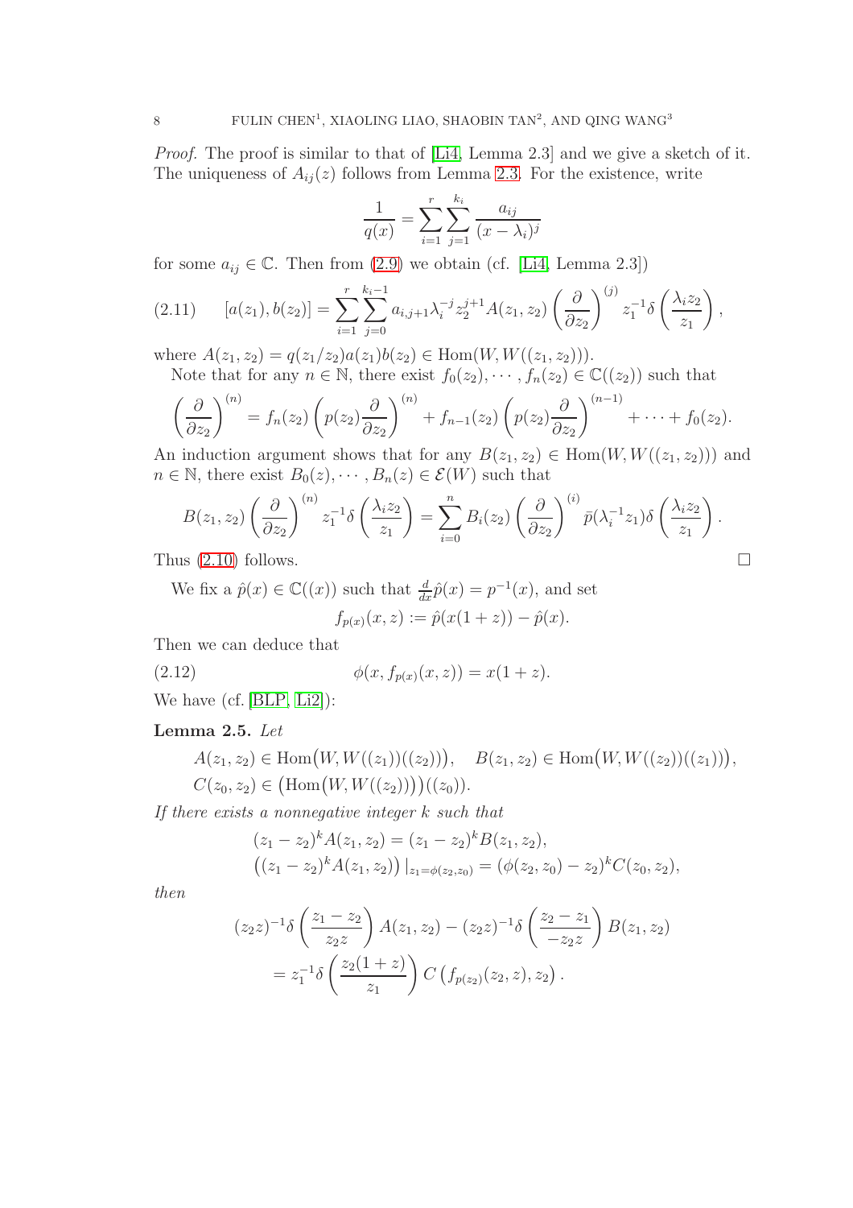*Proof.* The proof is similar to that of [Li4, Lemma 2.3] and we give a sketch of it. The uniqueness of $A_{ij}(z)$ follows from Lemma 2.3. For the existence, write

$$\frac{1}{q(x)} = \sum_{i=1}^{r}\sum_{j=1}^{k_i} \frac{a_{ij}}{(x-\lambda_i)^j}$$

for some $a_{ij} \in \mathbb{C}$. Then from (2.9) we obtain (cf. [Li4, Lemma 2.3])

$$[a(z_1), b(z_2)] = \sum_{i=1}^{r}\sum_{j=0}^{k_i-1} a_{i,j+1}\lambda_i^{-j} z_2^{j+1} A(z_1,z_2)\left(\frac{\partial}{\partial z_2}\right)^{(j)} z_1^{-1}\delta\left(\frac{\lambda_i z_2}{z_1}\right), \tag{2.11}$$

where $A(z_1,z_2) = q(z_1/z_2)a(z_1)b(z_2) \in \mathrm{Hom}(W, W((z_1,z_2)))$.

Note that for any $n \in \mathbb{N}$, there exist $f_0(z_2), \cdots, f_n(z_2) \in \mathbb{C}((z_2))$ such that

$$\left(\frac{\partial}{\partial z_2}\right)^{(n)} = f_n(z_2)\left(p(z_2)\frac{\partial}{\partial z_2}\right)^{(n)} + f_{n-1}(z_2)\left(p(z_2)\frac{\partial}{\partial z_2}\right)^{(n-1)} + \cdots + f_0(z_2).$$

An induction argument shows that for any $B(z_1,z_2) \in \mathrm{Hom}(W, W((z_1,z_2)))$ and $n \in \mathbb{N}$, there exist $B_0(z), \cdots, B_n(z) \in \mathcal{E}(W)$ such that

$$B(z_1,z_2)\left(\frac{\partial}{\partial z_2}\right)^{(n)} z_1^{-1}\delta\left(\frac{\lambda_i z_2}{z_1}\right) = \sum_{i=0}^{n} B_i(z_2)\left(\frac{\partial}{\partial z_2}\right)^{(i)} \bar{p}(\lambda_i^{-1}z_1)\delta\left(\frac{\lambda_i z_2}{z_1}\right).$$

Thus (2.10) follows. $\square$

We fix a $\hat{p}(x) \in \mathbb{C}((x))$ such that $\frac{d}{dx}\hat{p}(x) = p^{-1}(x)$, and set

$$f_{p(x)}(x,z) := \hat{p}(x(1+z)) - \hat{p}(x).$$

Then we can deduce that

$$\phi(x, f_{p(x)}(x,z)) = x(1+z). \tag{2.12}$$

We have (cf. [BLP, Li2]):

**Lemma 2.5.** *Let*

$$A(z_1,z_2) \in \mathrm{Hom}\big(W, W((z_1))((z_2))\big), \quad B(z_1,z_2) \in \mathrm{Hom}\big(W, W((z_2))((z_1))\big),$$
$$C(z_0,z_2) \in \big(\mathrm{Hom}\big(W, W((z_2))\big)\big)((z_0)).$$

*If there exists a nonnegative integer $k$ such that*

$$(z_1-z_2)^k A(z_1,z_2) = (z_1-z_2)^k B(z_1,z_2),$$
$$\big((z_1-z_2)^k A(z_1,z_2)\big)\,|_{z_1=\phi(z_2,z_0)} = (\phi(z_2,z_0)-z_2)^k C(z_0,z_2),$$

*then*

$$(z_2 z)^{-1}\delta\left(\frac{z_1-z_2}{z_2 z}\right)A(z_1,z_2) - (z_2 z)^{-1}\delta\left(\frac{z_2-z_1}{-z_2 z}\right)B(z_1,z_2)$$
$$= z_1^{-1}\delta\left(\frac{z_2(1+z)}{z_1}\right)C\left(f_{p(z_2)}(z_2,z), z_2\right).$$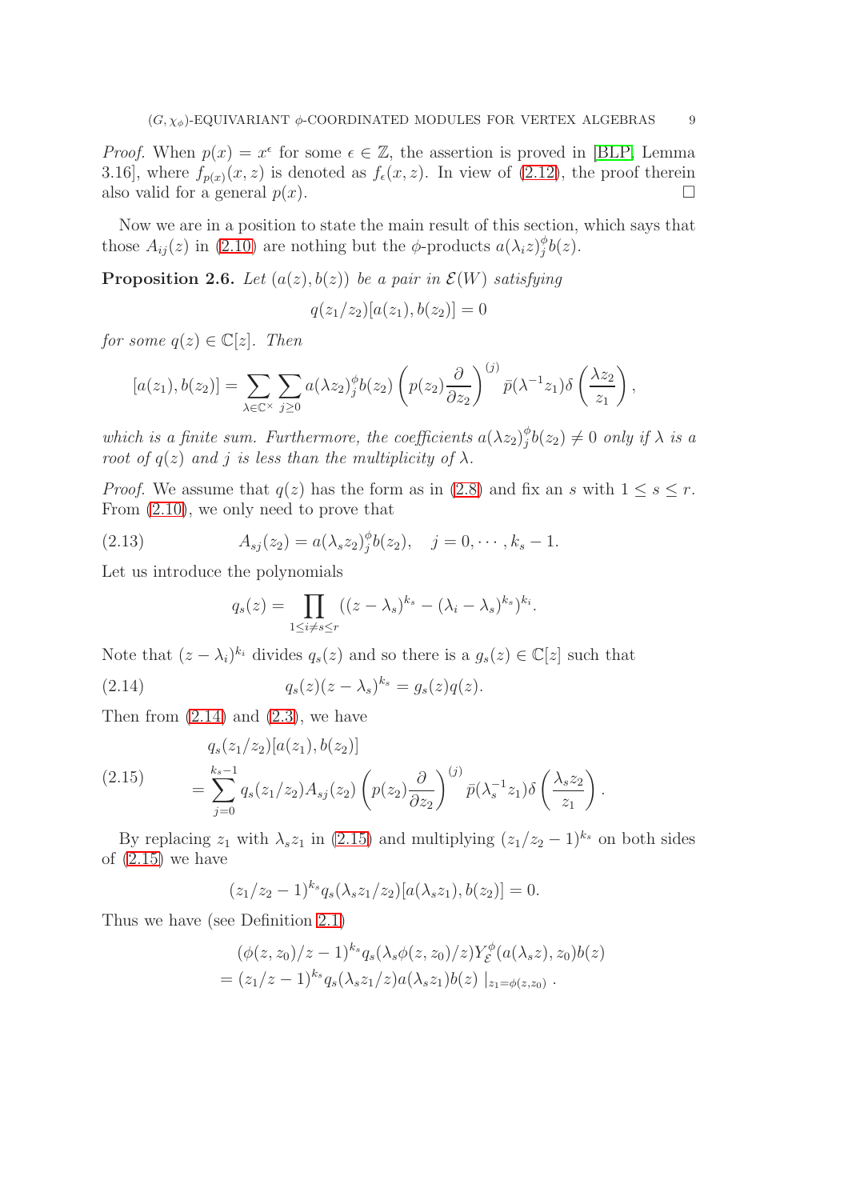*Proof.* When $p(x) = x^\epsilon$ for some $\epsilon \in \mathbb{Z}$, the assertion is proved in [BLP, Lemma 3.16], where $f_{p(x)}(x,z)$ is denoted as $f_\epsilon(x,z)$. In view of (2.12), the proof therein also valid for a general $p(x)$. $\square$

Now we are in a position to state the main result of this section, which says that those $A_{ij}(z)$ in (2.10) are nothing but the $\phi$-products $a(\lambda_i z)^\phi_j b(z)$.

**Proposition 2.6.** *Let $(a(z), b(z))$ be a pair in $\mathcal{E}(W)$ satisfying*

$$q(z_1/z_2)[a(z_1), b(z_2)] = 0$$

*for some $q(z) \in \mathbb{C}[z]$. Then*

$$[a(z_1), b(z_2)] = \sum_{\lambda \in \mathbb{C}^\times} \sum_{j \geq 0} a(\lambda z_2)^\phi_j b(z_2) \left( p(z_2) \frac{\partial}{\partial z_2} \right)^{(j)} \bar{p}(\lambda^{-1} z_1) \delta\left( \frac{\lambda z_2}{z_1} \right),$$

*which is a finite sum. Furthermore, the coefficients $a(\lambda z_2)^\phi_j b(z_2) \neq 0$ only if $\lambda$ is a root of $q(z)$ and $j$ is less than the multiplicity of $\lambda$.*

*Proof.* We assume that $q(z)$ has the form as in (2.8) and fix an $s$ with $1 \leq s \leq r$. From (2.10), we only need to prove that

$$A_{sj}(z_2) = a(\lambda_s z_2)^\phi_j b(z_2), \quad j = 0, \cdots, k_s - 1. \tag{2.13}$$

Let us introduce the polynomials

$$q_s(z) = \prod_{1 \leq i \neq s \leq r} ((z - \lambda_s)^{k_s} - (\lambda_i - \lambda_s)^{k_s})^{k_i}.$$

Note that $(z - \lambda_i)^{k_i}$ divides $q_s(z)$ and so there is a $g_s(z) \in \mathbb{C}[z]$ such that

$$q_s(z)(z - \lambda_s)^{k_s} = g_s(z) q(z). \tag{2.14}$$

Then from (2.14) and (2.3), we have

$$\begin{aligned} &q_s(z_1/z_2)[a(z_1), b(z_2)] \\ =& \sum_{j=0}^{k_s - 1} q_s(z_1/z_2) A_{sj}(z_2) \left( p(z_2) \frac{\partial}{\partial z_2} \right)^{(j)} \bar{p}(\lambda_s^{-1} z_1) \delta\left( \frac{\lambda_s z_2}{z_1} \right). \end{aligned} \tag{2.15}$$

By replacing $z_1$ with $\lambda_s z_1$ in (2.15) and multiplying $(z_1/z_2 - 1)^{k_s}$ on both sides of (2.15) we have

$$(z_1/z_2 - 1)^{k_s} q_s(\lambda_s z_1/z_2)[a(\lambda_s z_1), b(z_2)] = 0.$$

Thus we have (see Definition 2.1)

$$\begin{aligned} &(\phi(z, z_0)/z - 1)^{k_s} q_s(\lambda_s \phi(z, z_0)/z) Y^\phi_{\mathcal{E}}(a(\lambda_s z), z_0) b(z) \\ =& (z_1/z - 1)^{k_s} q_s(\lambda_s z_1/z) a(\lambda_s z_1) b(z) \mid_{z_1 = \phi(z, z_0)}. \end{aligned}$$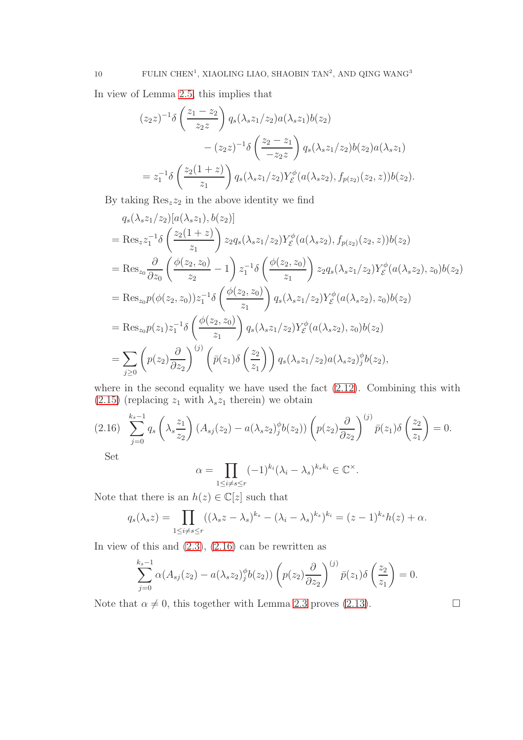In view of Lemma 2.5, this implies that

$$
\begin{aligned}
(z_2 z)^{-1}\delta\left(\frac{z_1 - z_2}{z_2 z}\right) q_s(\lambda_s z_1/z_2) a(\lambda_s z_1) b(z_2) \\
- (z_2 z)^{-1}\delta\left(\frac{z_2 - z_1}{-z_2 z}\right) q_s(\lambda_s z_1/z_2) b(z_2) a(\lambda_s z_1) \\
= z_1^{-1}\delta\left(\frac{z_2(1+z)}{z_1}\right) q_s(\lambda_s z_1/z_2) Y_{\mathcal{E}}^{\phi}(a(\lambda_s z_2), f_{p(z_2)}(z_2, z)) b(z_2).
\end{aligned}
$$

By taking $\mathrm{Res}_z z_2$ in the above identity we find

$$
\begin{aligned}
& q_s(\lambda_s z_1/z_2)[a(\lambda_s z_1), b(z_2)] \\
&= \mathrm{Res}_z z_1^{-1}\delta\left(\frac{z_2(1+z)}{z_1}\right) z_2 q_s(\lambda_s z_1/z_2) Y_{\mathcal{E}}^{\phi}(a(\lambda_s z_2), f_{p(z_2)}(z_2, z)) b(z_2) \\
&= \mathrm{Res}_{z_0} \frac{\partial}{\partial z_0}\left(\frac{\phi(z_2, z_0)}{z_2} - 1\right) z_1^{-1}\delta\left(\frac{\phi(z_2, z_0)}{z_1}\right) z_2 q_s(\lambda_s z_1/z_2) Y_{\mathcal{E}}^{\phi}(a(\lambda_s z_2), z_0) b(z_2) \\
&= \mathrm{Res}_{z_0} p(\phi(z_2, z_0)) z_1^{-1}\delta\left(\frac{\phi(z_2, z_0)}{z_1}\right) q_s(\lambda_s z_1/z_2) Y_{\mathcal{E}}^{\phi}(a(\lambda_s z_2), z_0) b(z_2) \\
&= \mathrm{Res}_{z_0} p(z_1) z_1^{-1}\delta\left(\frac{\phi(z_2, z_0)}{z_1}\right) q_s(\lambda_s z_1/z_2) Y_{\mathcal{E}}^{\phi}(a(\lambda_s z_2), z_0) b(z_2) \\
&= \sum_{j\geq 0}\left(p(z_2)\frac{\partial}{\partial z_2}\right)^{(j)}\left(\bar{p}(z_1)\delta\left(\frac{z_2}{z_1}\right)\right) q_s(\lambda_s z_1/z_2) a(\lambda_s z_2)_j^{\phi} b(z_2),
\end{aligned}
$$

where in the second equality we have used the fact (2.12). Combining this with (2.15) (replacing $z_1$ with $\lambda_s z_1$ therein) we obtain

$$
\sum_{j=0}^{k_s-1} q_s\left(\lambda_s \frac{z_1}{z_2}\right)\left(A_{sj}(z_2) - a(\lambda_s z_2)_j^{\phi} b(z_2)\right)\left(p(z_2)\frac{\partial}{\partial z_2}\right)^{(j)} \bar{p}(z_1)\delta\left(\frac{z_2}{z_1}\right) = 0. \tag{2.16}
$$

Set

$$
\alpha = \prod_{1\leq i\neq s\leq r} (-1)^{k_i}(\lambda_i - \lambda_s)^{k_s k_i} \in \mathbb{C}^{\times}.
$$

Note that there is an $h(z) \in \mathbb{C}[z]$ such that

$$
q_s(\lambda_s z) = \prod_{1\leq i\neq s\leq r} ((\lambda_s z - \lambda_s)^{k_s} - (\lambda_i - \lambda_s)^{k_s})^{k_i} = (z-1)^{k_s} h(z) + \alpha.
$$

In view of this and (2.3), (2.16) can be rewritten as

$$
\sum_{j=0}^{k_s-1} \alpha(A_{sj}(z_2) - a(\lambda_s z_2)_j^{\phi} b(z_2))\left(p(z_2)\frac{\partial}{\partial z_2}\right)^{(j)} \bar{p}(z_1)\delta\left(\frac{z_2}{z_1}\right) = 0.
$$

Note that $\alpha \neq 0$, this together with Lemma 2.3 proves (2.13). □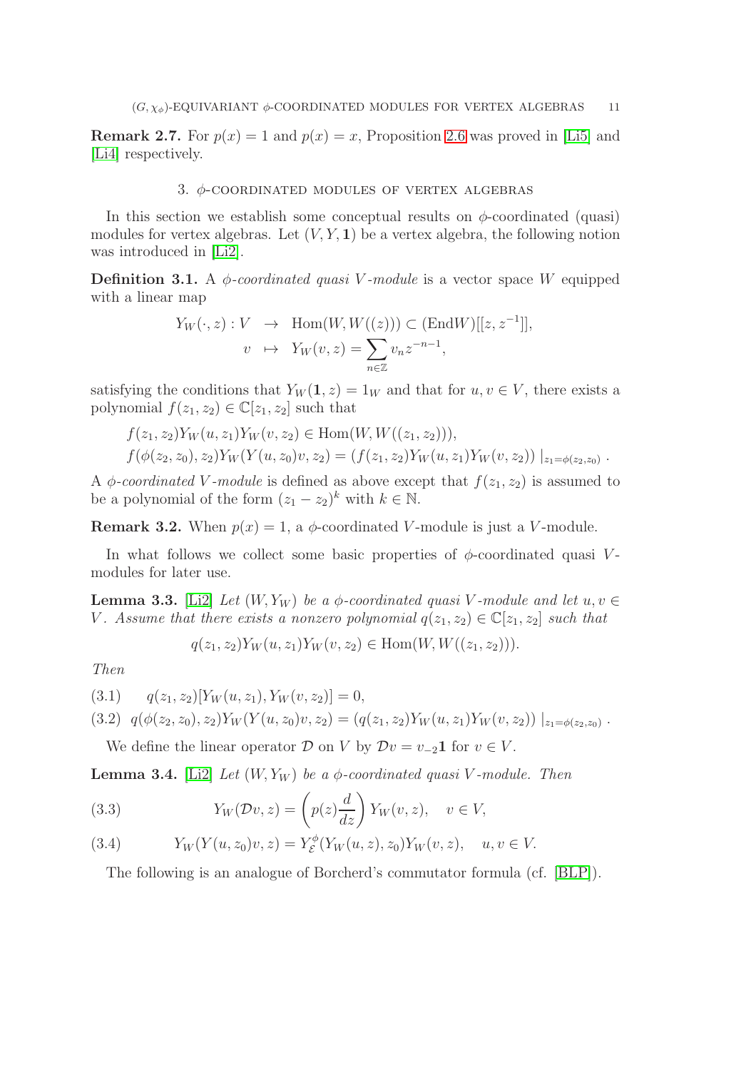**Remark 2.7.** For $p(x) = 1$ and $p(x) = x$, Proposition 2.6 was proved in [Li5] and [Li4] respectively.

## 3. $\phi$-coordinated modules of vertex algebras

In this section we establish some conceptual results on $\phi$-coordinated (quasi) modules for vertex algebras. Let $(V, Y, \mathbf{1})$ be a vertex algebra, the following notion was introduced in [Li2].

**Definition 3.1.** A *$\phi$-coordinated quasi $V$-module* is a vector space $W$ equipped with a linear map

$$\begin{aligned} Y_W(\cdot, z) : V &\rightarrow \operatorname{Hom}(W, W((z))) \subset (\operatorname{End} W)[[z, z^{-1}]], \\ v &\mapsto Y_W(v, z) = \sum_{n \in \mathbb{Z}} v_n z^{-n-1}, \end{aligned}$$

satisfying the conditions that $Y_W(\mathbf{1}, z) = 1_W$ and that for $u, v \in V$, there exists a polynomial $f(z_1, z_2) \in \mathbb{C}[z_1, z_2]$ such that

$$\begin{aligned} &f(z_1, z_2) Y_W(u, z_1) Y_W(v, z_2) \in \operatorname{Hom}(W, W((z_1, z_2))), \\ &f(\phi(z_2, z_0), z_2) Y_W(Y(u, z_0)v, z_2) = \left(f(z_1, z_2) Y_W(u, z_1) Y_W(v, z_2)\right)|_{z_1 = \phi(z_2, z_0)} . \end{aligned}$$

A *$\phi$-coordinated $V$-module* is defined as above except that $f(z_1, z_2)$ is assumed to be a polynomial of the form $(z_1 - z_2)^k$ with $k \in \mathbb{N}$.

**Remark 3.2.** When $p(x) = 1$, a $\phi$-coordinated $V$-module is just a $V$-module.

In what follows we collect some basic properties of $\phi$-coordinated quasi $V$-modules for later use.

**Lemma 3.3.** [Li2] *Let $(W, Y_W)$ be a $\phi$-coordinated quasi $V$-module and let $u, v \in V$. Assume that there exists a nonzero polynomial $q(z_1, z_2) \in \mathbb{C}[z_1, z_2]$ such that*

$$q(z_1, z_2) Y_W(u, z_1) Y_W(v, z_2) \in \operatorname{Hom}(W, W((z_1, z_2))).$$

*Then*

$$q(z_1, z_2)[Y_W(u, z_1), Y_W(v, z_2)] = 0, \tag{3.1}$$

$$q(\phi(z_2, z_0), z_2) Y_W(Y(u, z_0)v, z_2) = \left(q(z_1, z_2) Y_W(u, z_1) Y_W(v, z_2)\right)|_{z_1 = \phi(z_2, z_0)} . \tag{3.2}$$

We define the linear operator $\mathcal{D}$ on $V$ by $\mathcal{D}v = v_{-2}\mathbf{1}$ for $v \in V$.

**Lemma 3.4.** [Li2] *Let $(W, Y_W)$ be a $\phi$-coordinated quasi $V$-module. Then*

$$Y_W(\mathcal{D}v, z) = \left(p(z)\frac{d}{dz}\right) Y_W(v, z), \quad v \in V, \tag{3.3}$$

$$Y_W(Y(u, z_0)v, z) = Y_{\mathcal{E}}^{\phi}(Y_W(u, z), z_0) Y_W(v, z), \quad u, v \in V. \tag{3.4}$$

The following is an analogue of Borcherd's commutator formula (cf. [BLP]).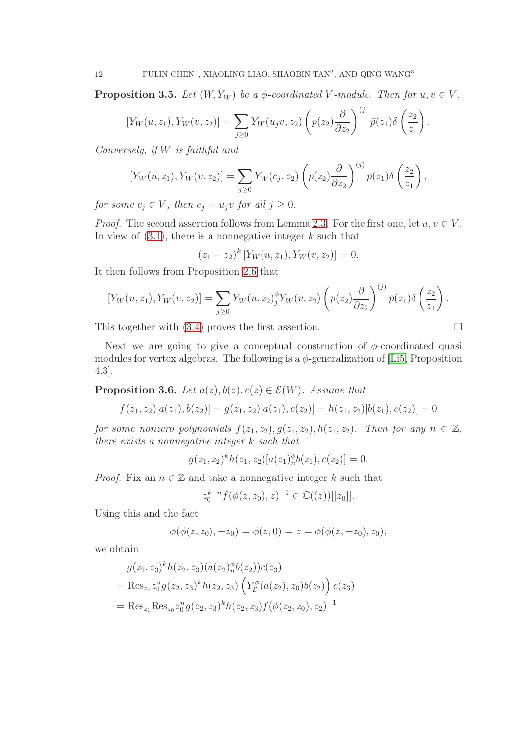**Proposition 3.5.** *Let $(W, Y_W)$ be a $\phi$-coordinated $V$-module. Then for $u, v \in V$,*

$$[Y_W(u, z_1), Y_W(v, z_2)] = \sum_{j \geq 0} Y_W(u_j v, z_2) \left( p(z_2) \frac{\partial}{\partial z_2} \right)^{(j)} \bar{p}(z_1) \delta \left( \frac{z_2}{z_1} \right).$$

*Conversely, if $W$ is faithful and*

$$[Y_W(u, z_1), Y_W(v, z_2)] = \sum_{j \geq 0} Y_W(c_j, z_2) \left( p(z_2) \frac{\partial}{\partial z_2} \right)^{(j)} \bar{p}(z_1) \delta \left( \frac{z_2}{z_1} \right),$$

*for some $c_j \in V$, then $c_j = u_j v$ for all $j \geq 0$.*

*Proof.* The second assertion follows from Lemma 2.3. For the first one, let $u, v \in V$. In view of (3.1), there is a nonnegative integer $k$ such that

$$(z_1 - z_2)^k [Y_W(u, z_1), Y_W(v, z_2)] = 0.$$

It then follows from Proposition 2.6 that

$$[Y_W(u, z_1), Y_W(v, z_2)] = \sum_{j \geq 0} Y_W(u, z_2)_j^{\phi} Y_W(v, z_2) \left( p(z_2) \frac{\partial}{\partial z_2} \right)^{(j)} \bar{p}(z_1) \delta \left( \frac{z_2}{z_1} \right).$$

This together with (3.4) proves the first assertion. $\square$

Next we are going to give a conceptual construction of $\phi$-coordinated quasi modules for vertex algebras. The following is a $\phi$-generalization of [Li5, Proposition 4.3].

**Proposition 3.6.** *Let $a(z), b(z), c(z) \in \mathcal{E}(W)$. Assume that*

$$f(z_1, z_2)[a(z_1), b(z_2)] = g(z_1, z_2)[a(z_1), c(z_2)] = h(z_1, z_2)[b(z_1), c(z_2)] = 0$$

*for some nonzero polynomials $f(z_1, z_2), g(z_1, z_2), h(z_1, z_2)$. Then for any $n \in \mathbb{Z}$, there exists a nonnegative integer $k$ such that*

$$g(z_1, z_2)^k h(z_1, z_2)[a(z_1)_n^{\phi} b(z_1), c(z_2)] = 0.$$

*Proof.* Fix an $n \in \mathbb{Z}$ and take a nonnegative integer $k$ such that

$$z_0^{k+n} f(\phi(z, z_0), z)^{-1} \in \mathbb{C}((z))[[z_0]].$$

Using this and the fact

$$\phi(\phi(z, z_0), -z_0) = \phi(z, 0) = z = \phi(\phi(z, -z_0), z_0),$$

we obtain

$$\begin{aligned}
&g(z_2, z_3)^k h(z_2, z_3)(a(z_2)_n^{\phi} b(z_2)) c(z_3) \\
&= \mathrm{Res}_{z_0} z_0^n g(z_2, z_3)^k h(z_2, z_3) \left( Y_{\mathcal{E}}^{\phi}(a(z_2), z_0) b(z_2) \right) c(z_3) \\
&= \mathrm{Res}_{z_1} \mathrm{Res}_{z_0} z_0^n g(z_2, z_3)^k h(z_2, z_3) f(\phi(z_2, z_0), z_2)^{-1}
\end{aligned}$$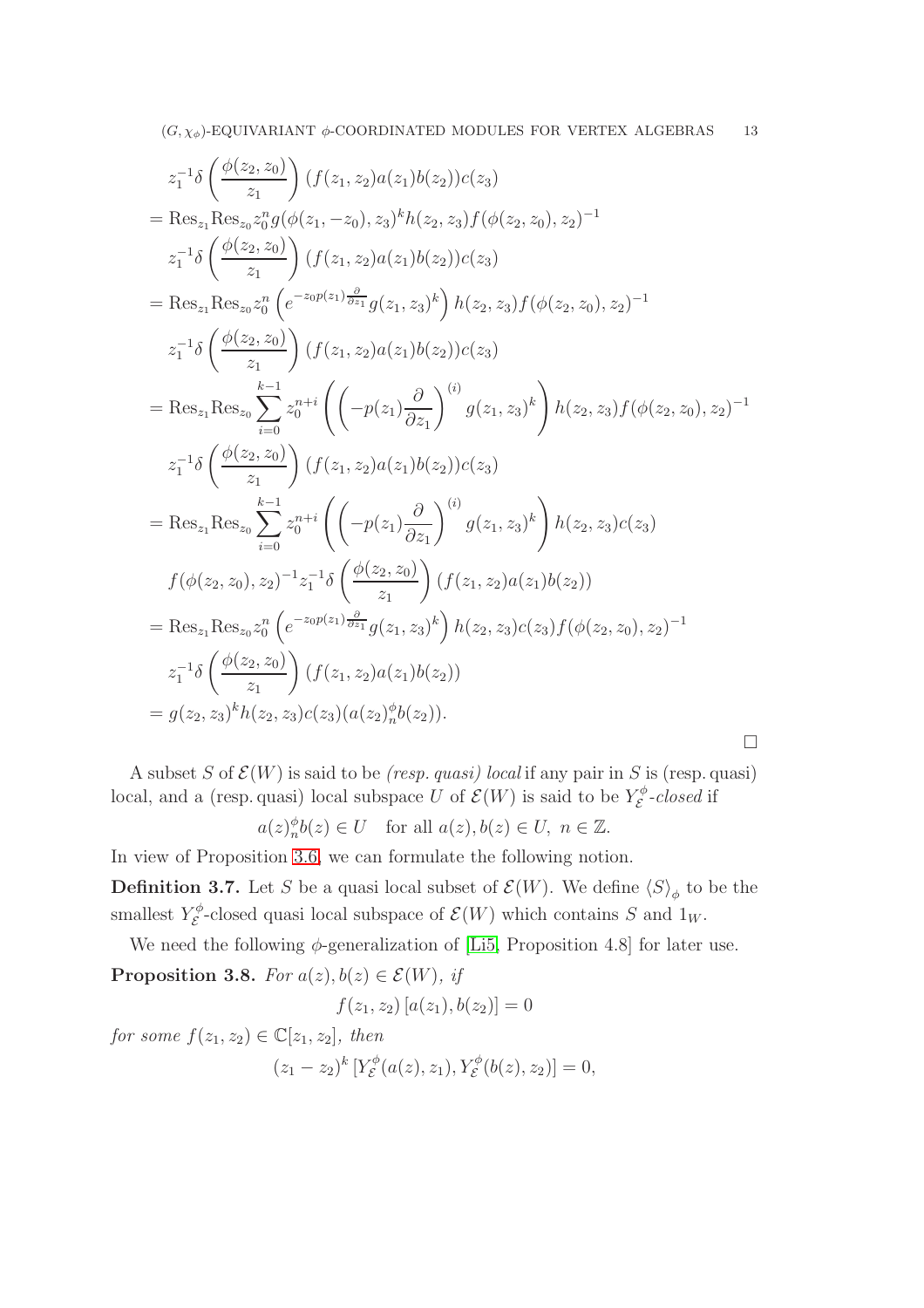$$
\begin{aligned}
& z_1^{-1}\delta\left(\frac{\phi(z_2,z_0)}{z_1}\right)(f(z_1,z_2)a(z_1)b(z_2))c(z_3) \\
&= \mathrm{Res}_{z_1}\mathrm{Res}_{z_0} z_0^n g(\phi(z_1,-z_0),z_3)^k h(z_2,z_3) f(\phi(z_2,z_0),z_2)^{-1} \\
&\quad z_1^{-1}\delta\left(\frac{\phi(z_2,z_0)}{z_1}\right)(f(z_1,z_2)a(z_1)b(z_2))c(z_3) \\
&= \mathrm{Res}_{z_1}\mathrm{Res}_{z_0} z_0^n \left(e^{-z_0 p(z_1)\frac{\partial}{\partial z_1}} g(z_1,z_3)^k\right) h(z_2,z_3) f(\phi(z_2,z_0),z_2)^{-1} \\
&\quad z_1^{-1}\delta\left(\frac{\phi(z_2,z_0)}{z_1}\right)(f(z_1,z_2)a(z_1)b(z_2))c(z_3) \\
&= \mathrm{Res}_{z_1}\mathrm{Res}_{z_0} \sum_{i=0}^{k-1} z_0^{n+i} \left(\left(-p(z_1)\frac{\partial}{\partial z_1}\right)^{(i)} g(z_1,z_3)^k\right) h(z_2,z_3) f(\phi(z_2,z_0),z_2)^{-1} \\
&\quad z_1^{-1}\delta\left(\frac{\phi(z_2,z_0)}{z_1}\right)(f(z_1,z_2)a(z_1)b(z_2))c(z_3) \\
&= \mathrm{Res}_{z_1}\mathrm{Res}_{z_0} \sum_{i=0}^{k-1} z_0^{n+i} \left(\left(-p(z_1)\frac{\partial}{\partial z_1}\right)^{(i)} g(z_1,z_3)^k\right) h(z_2,z_3) c(z_3) \\
&\quad f(\phi(z_2,z_0),z_2)^{-1} z_1^{-1}\delta\left(\frac{\phi(z_2,z_0)}{z_1}\right)(f(z_1,z_2)a(z_1)b(z_2)) \\
&= \mathrm{Res}_{z_1}\mathrm{Res}_{z_0} z_0^n \left(e^{-z_0 p(z_1)\frac{\partial}{\partial z_1}} g(z_1,z_3)^k\right) h(z_2,z_3) c(z_3) f(\phi(z_2,z_0),z_2)^{-1} \\
&\quad z_1^{-1}\delta\left(\frac{\phi(z_2,z_0)}{z_1}\right)(f(z_1,z_2)a(z_1)b(z_2)) \\
&= g(z_2,z_3)^k h(z_2,z_3) c(z_3) (a(z_2)_n^\phi b(z_2)).
\end{aligned}
$$

□

A subset $S$ of $\mathcal{E}(W)$ is said to be *(resp. quasi) local* if any pair in $S$ is (resp. quasi) local, and a (resp. quasi) local subspace $U$ of $\mathcal{E}(W)$ is said to be $Y_{\mathcal{E}}^\phi$*-closed* if

$$
a(z)_n^\phi b(z) \in U \quad \text{for all } a(z), b(z) \in U,\ n \in \mathbb{Z}.
$$

In view of Proposition 3.6, we can formulate the following notion.

**Definition 3.7.** Let $S$ be a quasi local subset of $\mathcal{E}(W)$. We define $\langle S \rangle_\phi$ to be the smallest $Y_{\mathcal{E}}^\phi$-closed quasi local subspace of $\mathcal{E}(W)$ which contains $S$ and $1_W$.

We need the following $\phi$-generalization of [Li5, Proposition 4.8] for later use.

**Proposition 3.8.** *For $a(z), b(z) \in \mathcal{E}(W)$, if*

$$
f(z_1,z_2)\left[a(z_1), b(z_2)\right] = 0
$$

*for some $f(z_1,z_2) \in \mathbb{C}[z_1,z_2]$, then*

$$
(z_1 - z_2)^k \left[Y_{\mathcal{E}}^\phi(a(z), z_1), Y_{\mathcal{E}}^\phi(b(z), z_2)\right] = 0,
$$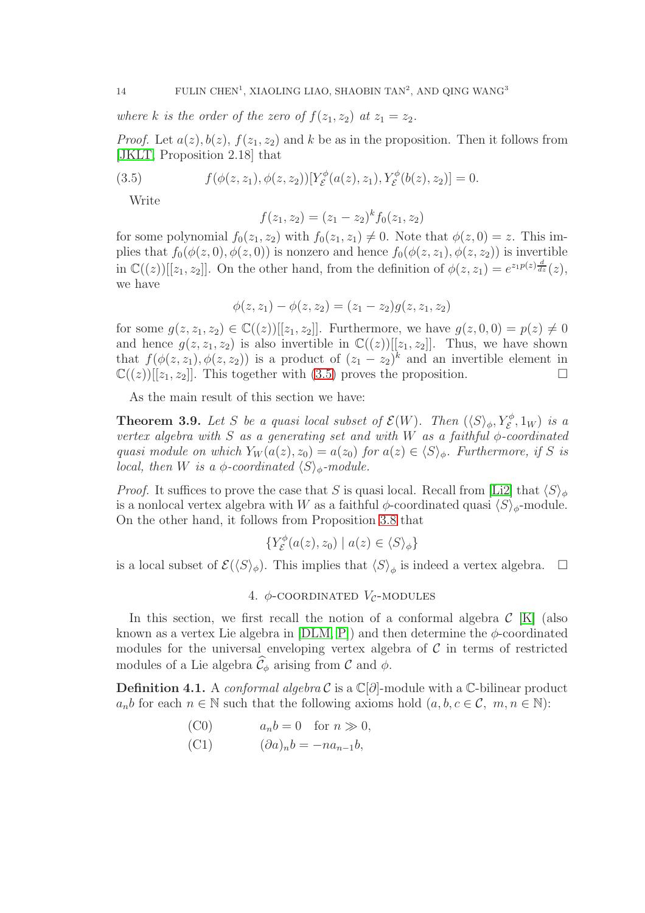*where $k$ is the order of the zero of $f(z_1, z_2)$ at $z_1 = z_2$.*

*Proof.* Let $a(z), b(z)$, $f(z_1, z_2)$ and $k$ be as in the proposition. Then it follows from [JKLT, Proposition 2.18] that

$$f(\phi(z, z_1), \phi(z, z_2))[Y_{\mathcal{E}}^{\phi}(a(z), z_1), Y_{\mathcal{E}}^{\phi}(b(z), z_2)] = 0. \tag{3.5}$$

Write

$$f(z_1, z_2) = (z_1 - z_2)^k f_0(z_1, z_2)$$

for some polynomial $f_0(z_1, z_2)$ with $f_0(z_1, z_1) \neq 0$. Note that $\phi(z, 0) = z$. This implies that $f_0(\phi(z, 0), \phi(z, 0))$ is nonzero and hence $f_0(\phi(z, z_1), \phi(z, z_2))$ is invertible in $\mathbb{C}((z))[[z_1, z_2]]$. On the other hand, from the definition of $\phi(z, z_1) = e^{z_1 p(z) \frac{d}{dz}}(z)$, we have

$$\phi(z, z_1) - \phi(z, z_2) = (z_1 - z_2) g(z, z_1, z_2)$$

for some $g(z, z_1, z_2) \in \mathbb{C}((z))[[z_1, z_2]]$. Furthermore, we have $g(z, 0, 0) = p(z) \neq 0$ and hence $g(z, z_1, z_2)$ is also invertible in $\mathbb{C}((z))[[z_1, z_2]]$. Thus, we have shown that $f(\phi(z, z_1), \phi(z, z_2))$ is a product of $(z_1 - z_2)^k$ and an invertible element in $\mathbb{C}((z))[[z_1, z_2]]$. This together with (3.5) proves the proposition. $\square$

As the main result of this section we have:

**Theorem 3.9.** *Let $S$ be a quasi local subset of $\mathcal{E}(W)$. Then $(\langle S \rangle_{\phi}, Y_{\mathcal{E}}^{\phi}, 1_W)$ is a vertex algebra with $S$ as a generating set and with $W$ as a faithful $\phi$-coordinated quasi module on which $Y_W(a(z), z_0) = a(z_0)$ for $a(z) \in \langle S \rangle_{\phi}$. Furthermore, if $S$ is local, then $W$ is a $\phi$-coordinated $\langle S \rangle_{\phi}$-module.*

*Proof.* It suffices to prove the case that $S$ is quasi local. Recall from [Li2] that $\langle S \rangle_{\phi}$ is a nonlocal vertex algebra with $W$ as a faithful $\phi$-coordinated quasi $\langle S \rangle_{\phi}$-module. On the other hand, it follows from Proposition 3.8 that

$$\{Y_{\mathcal{E}}^{\phi}(a(z), z_0) \mid a(z) \in \langle S \rangle_{\phi}\}$$

is a local subset of $\mathcal{E}(\langle S \rangle_{\phi})$. This implies that $\langle S \rangle_{\phi}$ is indeed a vertex algebra. $\square$

## 4. $\phi$-coordinated $V_{\mathcal{C}}$-modules

In this section, we first recall the notion of a conformal algebra $\mathcal{C}$ [K] (also known as a vertex Lie algebra in [DLM, P]) and then determine the $\phi$-coordinated modules for the universal enveloping vertex algebra of $\mathcal{C}$ in terms of restricted modules of a Lie algebra $\widehat{\mathcal{C}}_{\phi}$ arising from $\mathcal{C}$ and $\phi$.

**Definition 4.1.** A *conformal algebra* $\mathcal{C}$ is a $\mathbb{C}[\partial]$-module with a $\mathbb{C}$-bilinear product $a_n b$ for each $n \in \mathbb{N}$ such that the following axioms hold ($a, b, c \in \mathcal{C},\ m, n \in \mathbb{N}$):

$$\text{(C0)} \qquad a_n b = 0 \quad \text{for } n \gg 0,$$

$$\text{(C1)} \qquad (\partial a)_n b = -n a_{n-1} b,$$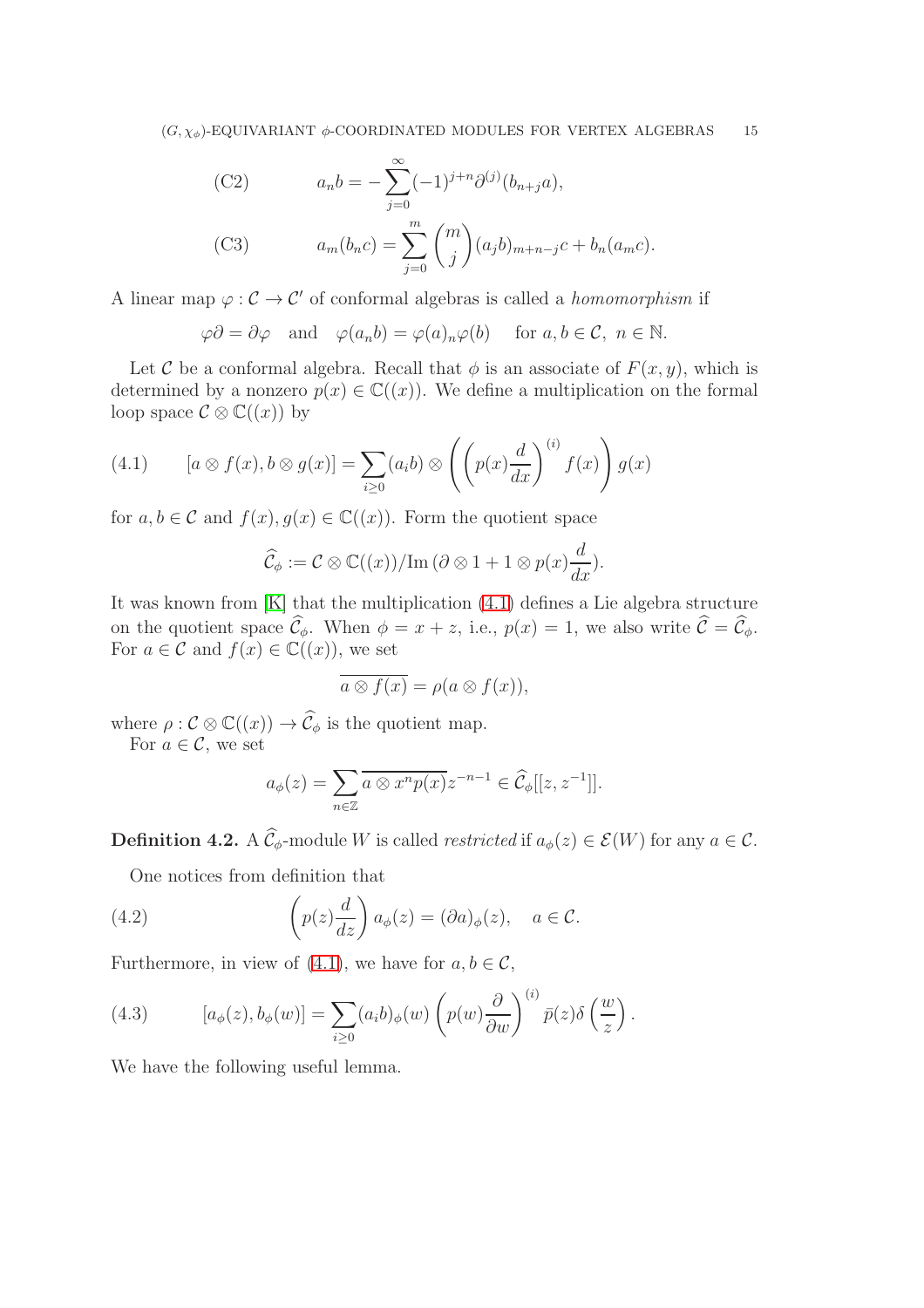$$\text{(C2)} \qquad a_n b = -\sum_{j=0}^{\infty}(-1)^{j+n}\partial^{(j)}(b_{n+j}a),$$

$$\text{(C3)} \qquad a_m(b_n c) = \sum_{j=0}^{m}\binom{m}{j}(a_j b)_{m+n-j}c + b_n(a_m c).$$

A linear map $\varphi : \mathcal{C} \to \mathcal{C}'$ of conformal algebras is called a *homomorphism* if

$$\varphi\partial = \partial\varphi \quad \text{and} \quad \varphi(a_n b) = \varphi(a)_n\varphi(b) \quad \text{for } a, b \in \mathcal{C},\ n \in \mathbb{N}.$$

Let $\mathcal{C}$ be a conformal algebra. Recall that $\phi$ is an associate of $F(x, y)$, which is determined by a nonzero $p(x) \in \mathbb{C}((x))$. We define a multiplication on the formal loop space $\mathcal{C} \otimes \mathbb{C}((x))$ by

$$\text{(4.1)} \qquad [a \otimes f(x), b \otimes g(x)] = \sum_{i \geq 0}(a_i b) \otimes \left(\left(p(x)\frac{d}{dx}\right)^{(i)} f(x)\right) g(x)$$

for $a, b \in \mathcal{C}$ and $f(x), g(x) \in \mathbb{C}((x))$. Form the quotient space

$$\widehat{\mathcal{C}}_\phi := \mathcal{C} \otimes \mathbb{C}((x))/\mathrm{Im}\,(\partial \otimes 1 + 1 \otimes p(x)\frac{d}{dx}).$$

It was known from [K] that the multiplication (4.1) defines a Lie algebra structure on the quotient space $\widehat{\mathcal{C}}_\phi$. When $\phi = x + z$, i.e., $p(x) = 1$, we also write $\widehat{\mathcal{C}} = \widehat{\mathcal{C}}_\phi$. For $a \in \mathcal{C}$ and $f(x) \in \mathbb{C}((x))$, we set

$$\overline{a \otimes f(x)} = \rho(a \otimes f(x)),$$

where $\rho : \mathcal{C} \otimes \mathbb{C}((x)) \to \widehat{\mathcal{C}}_\phi$ is the quotient map.

For $a \in \mathcal{C}$, we set

$$a_\phi(z) = \sum_{n \in \mathbb{Z}} \overline{a \otimes x^n p(x)} z^{-n-1} \in \widehat{\mathcal{C}}_\phi[[z, z^{-1}]].$$

**Definition 4.2.** A $\widehat{\mathcal{C}}_\phi$-module $W$ is called *restricted* if $a_\phi(z) \in \mathcal{E}(W)$ for any $a \in \mathcal{C}$.

One notices from definition that

$$\text{(4.2)} \qquad \left(p(z)\frac{d}{dz}\right) a_\phi(z) = (\partial a)_\phi(z), \quad a \in \mathcal{C}.$$

Furthermore, in view of (4.1), we have for $a, b \in \mathcal{C}$,

$$\text{(4.3)} \qquad [a_\phi(z), b_\phi(w)] = \sum_{i \geq 0}(a_i b)_\phi(w)\left(p(w)\frac{\partial}{\partial w}\right)^{(i)} \bar{p}(z)\delta\left(\frac{w}{z}\right).$$

We have the following useful lemma.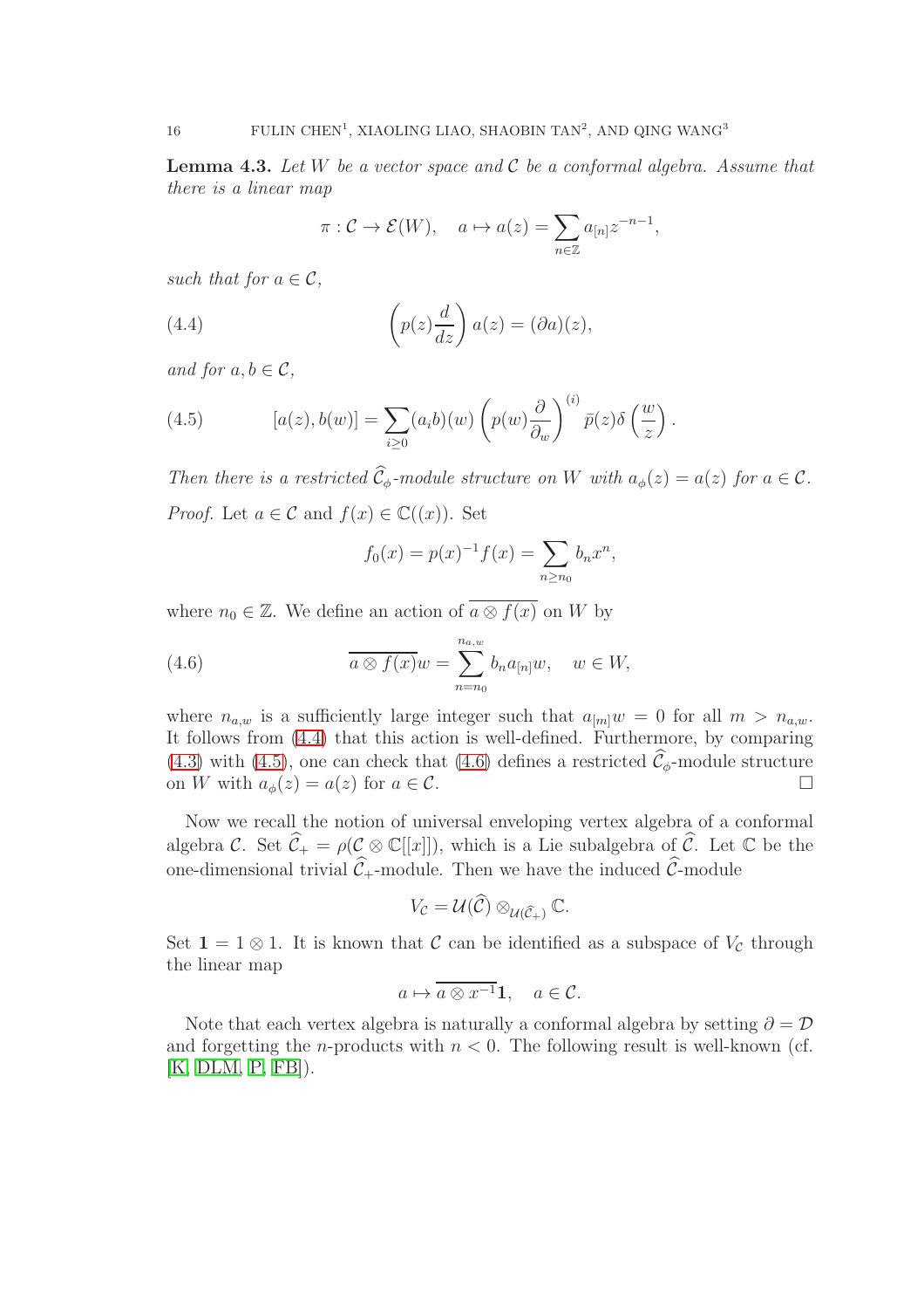**Lemma 4.3.** *Let $W$ be a vector space and $\mathcal{C}$ be a conformal algebra. Assume that there is a linear map*

$$\pi : \mathcal{C} \to \mathcal{E}(W), \quad a \mapsto a(z) = \sum_{n\in\mathbb{Z}} a_{[n]} z^{-n-1},$$

*such that for $a \in \mathcal{C}$,*

$$\left(p(z)\frac{d}{dz}\right) a(z) = (\partial a)(z), \tag{4.4}$$

*and for $a, b \in \mathcal{C}$,*

$$[a(z), b(w)] = \sum_{i\geq 0} (a_i b)(w) \left(p(w)\frac{\partial}{\partial_w}\right)^{(i)} \bar{p}(z)\delta\left(\frac{w}{z}\right). \tag{4.5}$$

*Then there is a restricted $\widehat{\mathcal{C}}_\phi$-module structure on $W$ with $a_\phi(z) = a(z)$ for $a \in \mathcal{C}$.*

*Proof.* Let $a \in \mathcal{C}$ and $f(x) \in \mathbb{C}((x))$. Set

$$f_0(x) = p(x)^{-1} f(x) = \sum_{n\geq n_0} b_n x^n,$$

where $n_0 \in \mathbb{Z}$. We define an action of $\overline{a \otimes f(x)}$ on $W$ by

$$\overline{a \otimes f(x)} w = \sum_{n=n_0}^{n_{a,w}} b_n a_{[n]} w, \quad w \in W, \tag{4.6}$$

where $n_{a,w}$ is a sufficiently large integer such that $a_{[m]} w = 0$ for all $m > n_{a,w}$. It follows from (4.4) that this action is well-defined. Furthermore, by comparing (4.3) with (4.5), one can check that (4.6) defines a restricted $\widehat{\mathcal{C}}_\phi$-module structure on $W$ with $a_\phi(z) = a(z)$ for $a \in \mathcal{C}$. $\square$

Now we recall the notion of universal enveloping vertex algebra of a conformal algebra $\mathcal{C}$. Set $\widehat{\mathcal{C}}_+ = \rho(\mathcal{C} \otimes \mathbb{C}[[x]])$, which is a Lie subalgebra of $\widehat{\mathcal{C}}$. Let $\mathbb{C}$ be the one-dimensional trivial $\widehat{\mathcal{C}}_+$-module. Then we have the induced $\widehat{\mathcal{C}}$-module

$$V_{\mathcal{C}} = \mathcal{U}(\widehat{\mathcal{C}}) \otimes_{\mathcal{U}(\widehat{\mathcal{C}}_+)} \mathbb{C}.$$

Set $\mathbf{1} = 1 \otimes 1$. It is known that $\mathcal{C}$ can be identified as a subspace of $V_{\mathcal{C}}$ through the linear map

$$a \mapsto \overline{a \otimes x^{-1}}\mathbf{1}, \quad a \in \mathcal{C}.$$

Note that each vertex algebra is naturally a conformal algebra by setting $\partial = \mathcal{D}$ and forgetting the $n$-products with $n < 0$. The following result is well-known (cf. [K, DLM, P, FB]).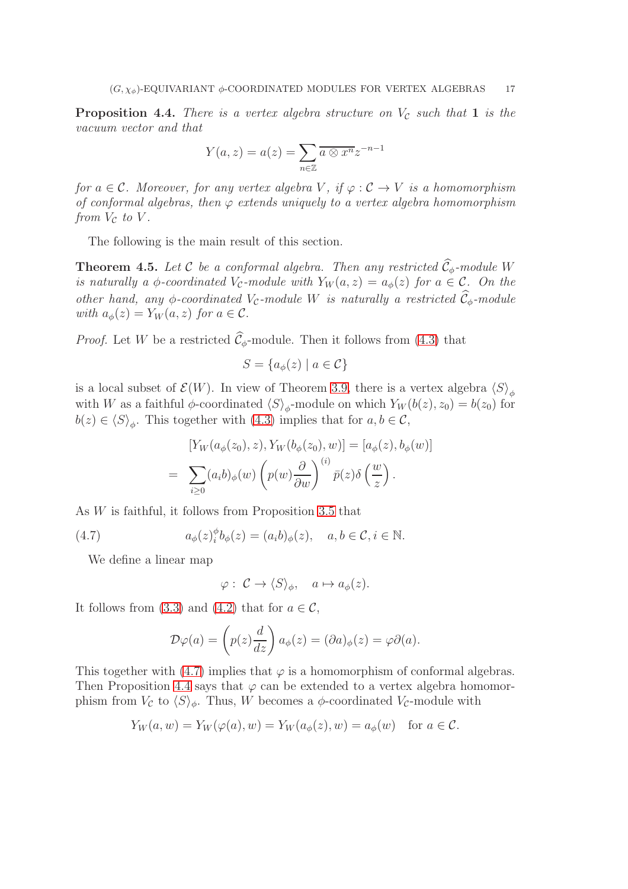**Proposition 4.4.** *There is a vertex algebra structure on $V_{\mathcal{C}}$ such that $\mathbf{1}$ is the vacuum vector and that*

$$Y(a,z) = a(z) = \sum_{n\in\mathbb{Z}} \overline{a\otimes x^n} z^{-n-1}$$

*for $a \in \mathcal{C}$. Moreover, for any vertex algebra $V$, if $\varphi : \mathcal{C} \to V$ is a homomorphism of conformal algebras, then $\varphi$ extends uniquely to a vertex algebra homomorphism from $V_{\mathcal{C}}$ to $V$.*

The following is the main result of this section.

**Theorem 4.5.** *Let $\mathcal{C}$ be a conformal algebra. Then any restricted $\widehat{\mathcal{C}}_\phi$-module $W$ is naturally a $\phi$-coordinated $V_{\mathcal{C}}$-module with $Y_W(a,z) = a_\phi(z)$ for $a \in \mathcal{C}$. On the other hand, any $\phi$-coordinated $V_{\mathcal{C}}$-module $W$ is naturally a restricted $\widehat{\mathcal{C}}_\phi$-module with $a_\phi(z) = Y_W(a,z)$ for $a \in \mathcal{C}$.*

*Proof.* Let $W$ be a restricted $\widehat{\mathcal{C}}_\phi$-module. Then it follows from (4.3) that

$$S = \{a_\phi(z) \mid a \in \mathcal{C}\}$$

is a local subset of $\mathcal{E}(W)$. In view of Theorem 3.9, there is a vertex algebra $\langle S\rangle_\phi$ with $W$ as a faithful $\phi$-coordinated $\langle S\rangle_\phi$-module on which $Y_W(b(z), z_0) = b(z_0)$ for $b(z) \in \langle S\rangle_\phi$. This together with (4.3) implies that for $a, b \in \mathcal{C}$,

$$\begin{aligned}
&[Y_W(a_\phi(z_0), z), Y_W(b_\phi(z_0), w)] = [a_\phi(z), b_\phi(w)] \\
= \;& \sum_{i\geq 0} (a_i b)_\phi(w) \left(p(w)\frac{\partial}{\partial w}\right)^{(i)} \bar{p}(z)\delta\left(\frac{w}{z}\right).
\end{aligned}$$

As $W$ is faithful, it follows from Proposition 3.5 that

$$a_\phi(z)_i^\phi b_\phi(z) = (a_i b)_\phi(z), \quad a, b \in \mathcal{C}, i \in \mathbb{N}. \tag{4.7}$$

We define a linear map

$$\varphi : \; \mathcal{C} \to \langle S\rangle_\phi, \quad a \mapsto a_\phi(z).$$

It follows from (3.3) and (4.2) that for $a \in \mathcal{C}$,

$$\mathcal{D}\varphi(a) = \left(p(z)\frac{d}{dz}\right) a_\phi(z) = (\partial a)_\phi(z) = \varphi\partial(a).$$

This together with (4.7) implies that $\varphi$ is a homomorphism of conformal algebras. Then Proposition 4.4 says that $\varphi$ can be extended to a vertex algebra homomorphism from $V_{\mathcal{C}}$ to $\langle S\rangle_\phi$. Thus, $W$ becomes a $\phi$-coordinated $V_{\mathcal{C}}$-module with

$$Y_W(a,w) = Y_W(\varphi(a), w) = Y_W(a_\phi(z), w) = a_\phi(w) \quad \text{for } a \in \mathcal{C}.$$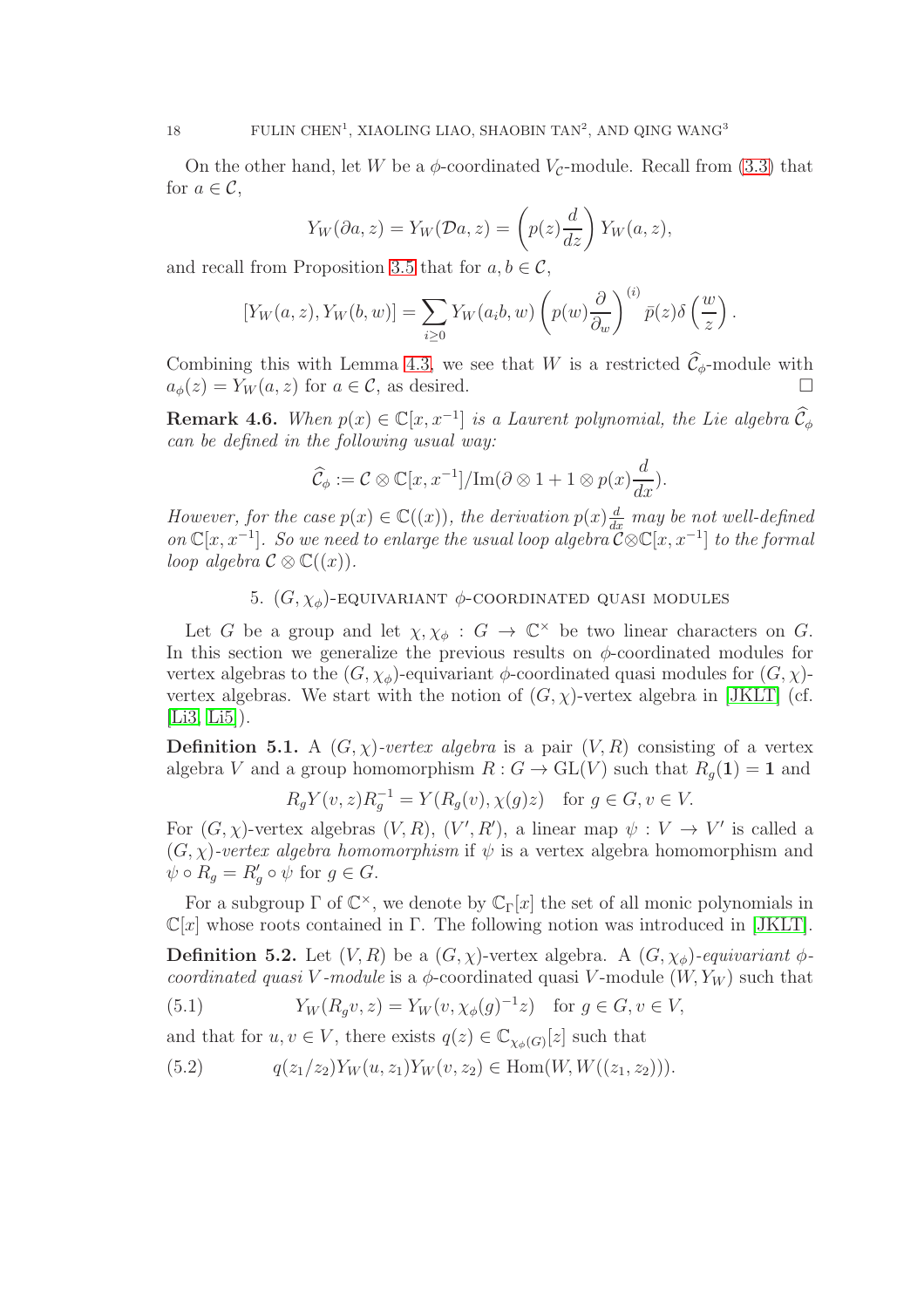On the other hand, let $W$ be a $\phi$-coordinated $V_{\mathcal{C}}$-module. Recall from (3.3) that for $a \in \mathcal{C}$,

$$Y_W(\partial a, z) = Y_W(\mathcal{D}a, z) = \left(p(z)\frac{d}{dz}\right) Y_W(a, z),$$

and recall from Proposition 3.5 that for $a, b \in \mathcal{C}$,

$$[Y_W(a, z), Y_W(b, w)] = \sum_{i \geq 0} Y_W(a_i b, w) \left(p(w)\frac{\partial}{\partial_w}\right)^{(i)} \bar{p}(z)\delta\left(\frac{w}{z}\right).$$

Combining this with Lemma 4.3, we see that $W$ is a restricted $\widehat{\mathcal{C}}_\phi$-module with $a_\phi(z) = Y_W(a, z)$ for $a \in \mathcal{C}$, as desired. $\square$

**Remark 4.6.** *When $p(x) \in \mathbb{C}[x, x^{-1}]$ is a Laurent polynomial, the Lie algebra $\widehat{\mathcal{C}}_\phi$ can be defined in the following usual way:*

$$\widehat{\mathcal{C}}_\phi := \mathcal{C} \otimes \mathbb{C}[x, x^{-1}]/\mathrm{Im}(\partial \otimes 1 + 1 \otimes p(x)\frac{d}{dx}).$$

*However, for the case $p(x) \in \mathbb{C}((x))$, the derivation $p(x)\frac{d}{dx}$ may be not well-defined on $\mathbb{C}[x, x^{-1}]$. So we need to enlarge the usual loop algebra $\mathcal{C} \otimes \mathbb{C}[x, x^{-1}]$ to the formal loop algebra $\mathcal{C} \otimes \mathbb{C}((x))$.*

## 5. $(G, \chi_\phi)$-equivariant $\phi$-coordinated quasi modules

Let $G$ be a group and let $\chi, \chi_\phi : G \to \mathbb{C}^\times$ be two linear characters on $G$. In this section we generalize the previous results on $\phi$-coordinated modules for vertex algebras to the $(G, \chi_\phi)$-equivariant $\phi$-coordinated quasi modules for $(G, \chi)$-vertex algebras. We start with the notion of $(G, \chi)$-vertex algebra in [JKLT] (cf. [Li3, Li5]).

**Definition 5.1.** A *$(G, \chi)$-vertex algebra* is a pair $(V, R)$ consisting of a vertex algebra $V$ and a group homomorphism $R : G \to \mathrm{GL}(V)$ such that $R_g(\mathbf{1}) = \mathbf{1}$ and

$$R_g Y(v, z) R_g^{-1} = Y(R_g(v), \chi(g)z) \quad \text{for } g \in G, v \in V.$$

For $(G, \chi)$-vertex algebras $(V, R)$, $(V', R')$, a linear map $\psi : V \to V'$ is called a *$(G, \chi)$-vertex algebra homomorphism* if $\psi$ is a vertex algebra homomorphism and $\psi \circ R_g = R'_g \circ \psi$ for $g \in G$.

For a subgroup $\Gamma$ of $\mathbb{C}^\times$, we denote by $\mathbb{C}_\Gamma[x]$ the set of all monic polynomials in $\mathbb{C}[x]$ whose roots contained in $\Gamma$. The following notion was introduced in [JKLT].

**Definition 5.2.** Let $(V, R)$ be a $(G, \chi)$-vertex algebra. A *$(G, \chi_\phi)$-equivariant $\phi$-coordinated quasi $V$-module* is a $\phi$-coordinated quasi $V$-module $(W, Y_W)$ such that

$$Y_W(R_g v, z) = Y_W(v, \chi_\phi(g)^{-1}z) \quad \text{for } g \in G, v \in V, \tag{5.1}$$

and that for $u, v \in V$, there exists $q(z) \in \mathbb{C}_{\chi_\phi(G)}[z]$ such that

$$q(z_1/z_2) Y_W(u, z_1) Y_W(v, z_2) \in \mathrm{Hom}(W, W((z_1, z_2))). \tag{5.2}$$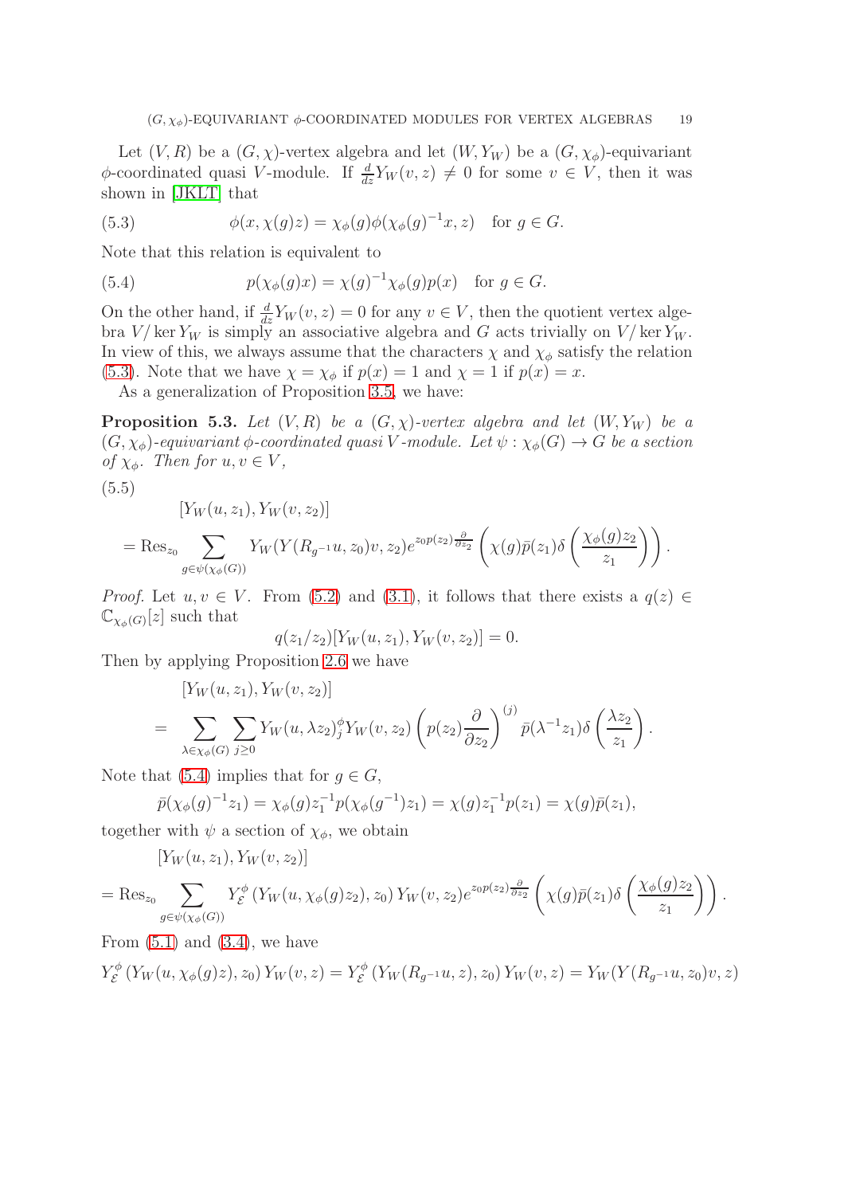Let $(V, R)$ be a $(G, \chi)$-vertex algebra and let $(W, Y_W)$ be a $(G, \chi_\phi)$-equivariant $\phi$-coordinated quasi $V$-module. If $\frac{d}{dz}Y_W(v, z) \neq 0$ for some $v \in V$, then it was shown in [JKLT] that

$$\phi(x, \chi(g)z) = \chi_\phi(g)\phi(\chi_\phi(g)^{-1}x, z) \quad \text{for } g \in G. \tag{5.3}$$

Note that this relation is equivalent to

$$p(\chi_\phi(g)x) = \chi(g)^{-1}\chi_\phi(g)p(x) \quad \text{for } g \in G. \tag{5.4}$$

On the other hand, if $\frac{d}{dz}Y_W(v, z) = 0$ for any $v \in V$, then the quotient vertex algebra $V/\ker Y_W$ is simply an associative algebra and $G$ acts trivially on $V/\ker Y_W$. In view of this, we always assume that the characters $\chi$ and $\chi_\phi$ satisfy the relation (5.3). Note that we have $\chi = \chi_\phi$ if $p(x) = 1$ and $\chi = 1$ if $p(x) = x$.

As a generalization of Proposition 3.5, we have:

**Proposition 5.3.** *Let $(V, R)$ be a $(G, \chi)$-vertex algebra and let $(W, Y_W)$ be a $(G, \chi_\phi)$-equivariant $\phi$-coordinated quasi $V$-module. Let $\psi : \chi_\phi(G) \to G$ be a section of $\chi_\phi$. Then for $u, v \in V$,*

$$\begin{aligned}
&[Y_W(u, z_1), Y_W(v, z_2)] \\
&= \mathrm{Res}_{z_0} \sum_{g \in \psi(\chi_\phi(G))} Y_W(Y(R_{g^{-1}}u, z_0)v, z_2) e^{z_0 p(z_2)\frac{\partial}{\partial z_2}} \left( \chi(g)\bar{p}(z_1)\delta\left(\frac{\chi_\phi(g)z_2}{z_1}\right)\right).
\end{aligned} \tag{5.5}$$

*Proof.* Let $u, v \in V$. From (5.2) and (3.1), it follows that there exists a $q(z) \in \mathbb{C}_{\chi_\phi(G)}[z]$ such that

$$q(z_1/z_2)[Y_W(u, z_1), Y_W(v, z_2)] = 0.$$

Then by applying Proposition 2.6 we have

$$\begin{aligned}
&[Y_W(u, z_1), Y_W(v, z_2)] \\
&= \sum_{\lambda \in \chi_\phi(G)} \sum_{j \geq 0} Y_W(u, \lambda z_2)^\phi_j Y_W(v, z_2) \left(p(z_2)\frac{\partial}{\partial z_2}\right)^{(j)} \bar{p}(\lambda^{-1}z_1)\delta\left(\frac{\lambda z_2}{z_1}\right).
\end{aligned}$$

Note that (5.4) implies that for $g \in G$,

$$\bar{p}(\chi_\phi(g)^{-1}z_1) = \chi_\phi(g)z_1^{-1}p(\chi_\phi(g^{-1})z_1) = \chi(g)z_1^{-1}p(z_1) = \chi(g)\bar{p}(z_1),$$

together with $\psi$ a section of $\chi_\phi$, we obtain

$$\begin{aligned}
&[Y_W(u, z_1), Y_W(v, z_2)] \\
&= \mathrm{Res}_{z_0} \sum_{g \in \psi(\chi_\phi(G))} Y_\mathcal{E}^\phi\left(Y_W(u, \chi_\phi(g)z_2), z_0\right) Y_W(v, z_2) e^{z_0 p(z_2)\frac{\partial}{\partial z_2}} \left(\chi(g)\bar{p}(z_1)\delta\left(\frac{\chi_\phi(g)z_2}{z_1}\right)\right).
\end{aligned}$$

From (5.1) and (3.4), we have

$$Y_\mathcal{E}^\phi\left(Y_W(u, \chi_\phi(g)z), z_0\right) Y_W(v, z) = Y_\mathcal{E}^\phi\left(Y_W(R_{g^{-1}}u, z), z_0\right) Y_W(v, z) = Y_W(Y(R_{g^{-1}}u, z_0)v, z)$$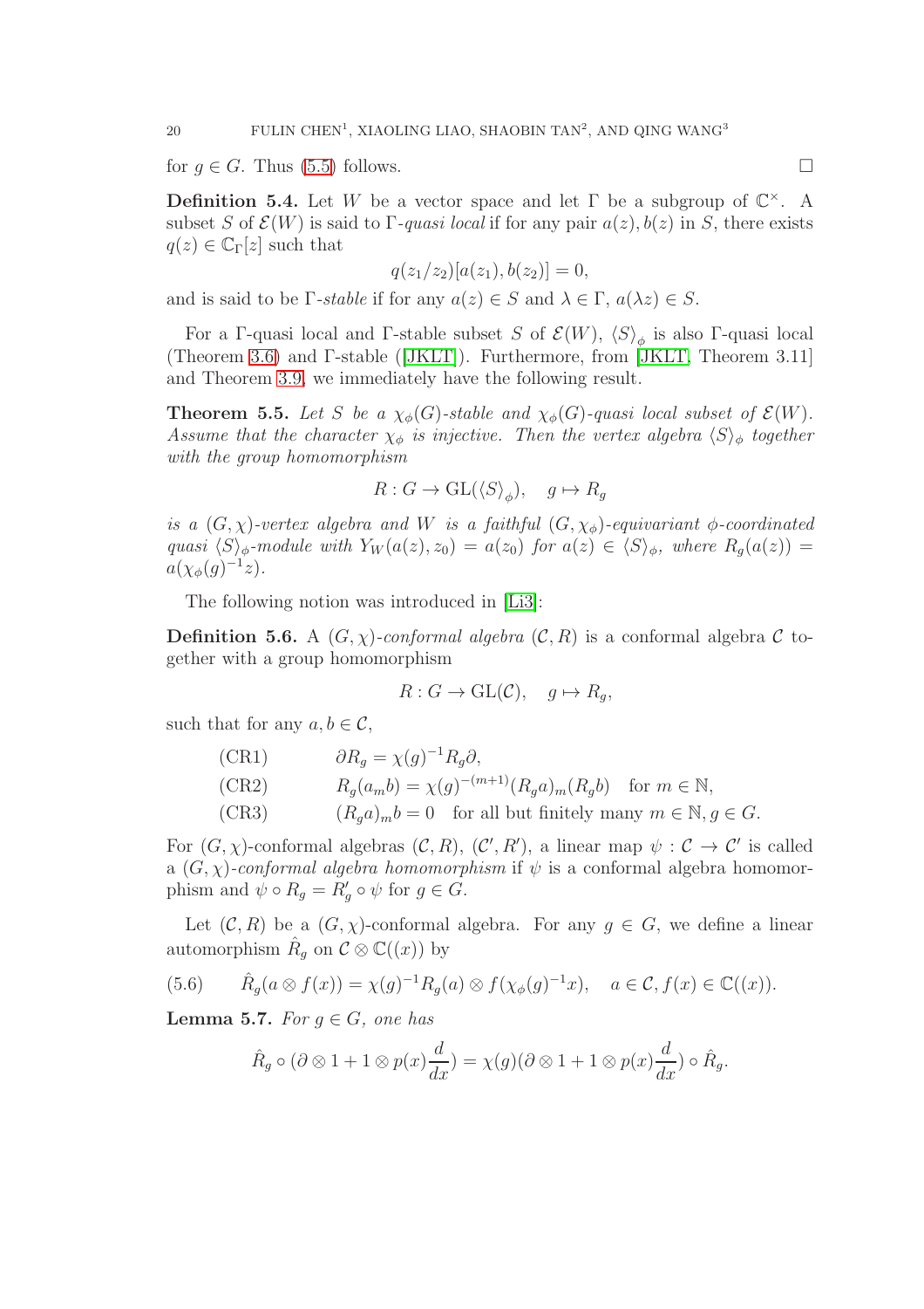for $g \in G$. Thus (5.5) follows. □

**Definition 5.4.** Let $W$ be a vector space and let $\Gamma$ be a subgroup of $\mathbb{C}^\times$. A subset $S$ of $\mathcal{E}(W)$ is said to $\Gamma$-*quasi local* if for any pair $a(z), b(z)$ in $S$, there exists $q(z) \in \mathbb{C}_\Gamma[z]$ such that

$$q(z_1/z_2)[a(z_1), b(z_2)] = 0,$$

and is said to be $\Gamma$-*stable* if for any $a(z) \in S$ and $\lambda \in \Gamma$, $a(\lambda z) \in S$.

For a $\Gamma$-quasi local and $\Gamma$-stable subset $S$ of $\mathcal{E}(W)$, $\langle S \rangle_\phi$ is also $\Gamma$-quasi local (Theorem 3.6) and $\Gamma$-stable ([JKLT]). Furthermore, from [JKLT, Theorem 3.11] and Theorem 3.9, we immediately have the following result.

**Theorem 5.5.** *Let $S$ be a $\chi_\phi(G)$-stable and $\chi_\phi(G)$-quasi local subset of $\mathcal{E}(W)$. Assume that the character $\chi_\phi$ is injective. Then the vertex algebra $\langle S \rangle_\phi$ together with the group homomorphism*

$$R : G \to \mathrm{GL}(\langle S \rangle_\phi), \quad g \mapsto R_g$$

*is a $(G, \chi)$-vertex algebra and $W$ is a faithful $(G, \chi_\phi)$-equivariant $\phi$-coordinated quasi $\langle S \rangle_\phi$-module with $Y_W(a(z), z_0) = a(z_0)$ for $a(z) \in \langle S \rangle_\phi$, where $R_g(a(z)) = a(\chi_\phi(g)^{-1} z)$.*

The following notion was introduced in [Li3]:

**Definition 5.6.** A $(G, \chi)$-*conformal algebra* $(\mathcal{C}, R)$ is a conformal algebra $\mathcal{C}$ together with a group homomorphism

$$R : G \to \mathrm{GL}(\mathcal{C}), \quad g \mapsto R_g,$$

such that for any $a, b \in \mathcal{C}$,

(CR1) $\quad \partial R_g = \chi(g)^{-1} R_g \partial,$

(CR2) $\quad R_g(a_m b) = \chi(g)^{-(m+1)} (R_g a)_m (R_g b) \quad$ for $m \in \mathbb{N}$,

(CR3) $\quad (R_g a)_m b = 0 \quad$ for all but finitely many $m \in \mathbb{N}, g \in G$.

For $(G, \chi)$-conformal algebras $(\mathcal{C}, R)$, $(\mathcal{C}', R')$, a linear map $\psi : \mathcal{C} \to \mathcal{C}'$ is called a $(G, \chi)$-*conformal algebra homomorphism* if $\psi$ is a conformal algebra homomorphism and $\psi \circ R_g = R'_g \circ \psi$ for $g \in G$.

Let $(\mathcal{C}, R)$ be a $(G, \chi)$-conformal algebra. For any $g \in G$, we define a linear automorphism $\hat{R}_g$ on $\mathcal{C} \otimes \mathbb{C}((x))$ by

$$\hat{R}_g(a \otimes f(x)) = \chi(g)^{-1} R_g(a) \otimes f(\chi_\phi(g)^{-1} x), \quad a \in \mathcal{C}, f(x) \in \mathbb{C}((x)). \tag{5.6}$$

**Lemma 5.7.** *For $g \in G$, one has*

$$\hat{R}_g \circ (\partial \otimes 1 + 1 \otimes p(x) \frac{d}{dx}) = \chi(g) (\partial \otimes 1 + 1 \otimes p(x) \frac{d}{dx}) \circ \hat{R}_g.$$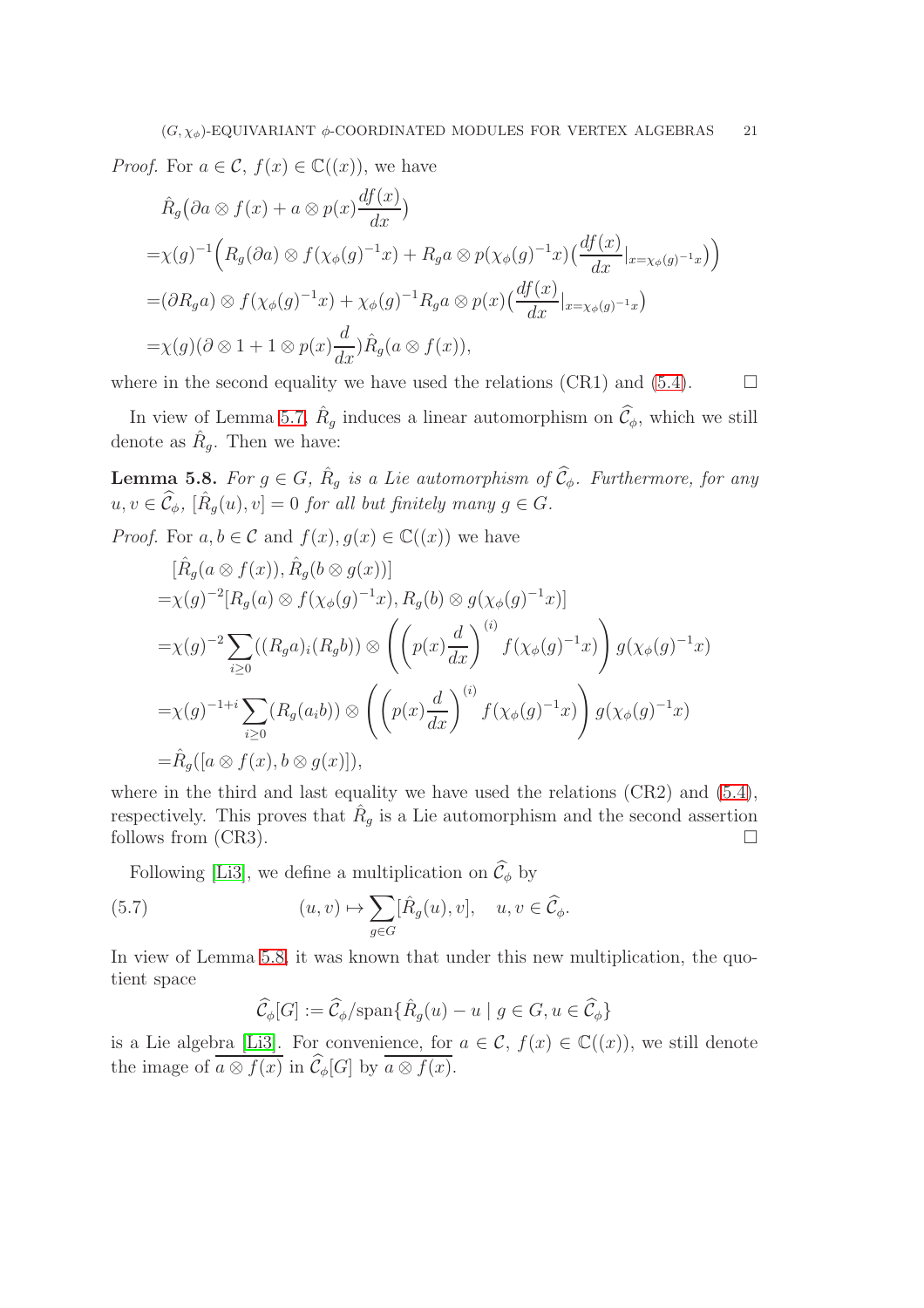*Proof.* For $a \in \mathcal{C}$, $f(x) \in \mathbb{C}((x))$, we have

$$
\begin{aligned}
&\hat{R}_g\big(\partial a \otimes f(x) + a \otimes p(x)\frac{df(x)}{dx}\big)\\
=&\chi(g)^{-1}\Big(R_g(\partial a) \otimes f(\chi_\phi(g)^{-1}x) + R_g a \otimes p(\chi_\phi(g)^{-1}x)\big(\frac{df(x)}{dx}|_{x=\chi_\phi(g)^{-1}x}\big)\Big)\\
=&(\partial R_g a) \otimes f(\chi_\phi(g)^{-1}x) + \chi_\phi(g)^{-1}R_g a \otimes p(x)\big(\frac{df(x)}{dx}|_{x=\chi_\phi(g)^{-1}x}\big)\\
=&\chi(g)(\partial \otimes 1 + 1 \otimes p(x)\frac{d}{dx})\hat{R}_g(a \otimes f(x)),
\end{aligned}
$$

where in the second equality we have used the relations (CR1) and (5.4). $\square$

In view of Lemma 5.7, $\hat{R}_g$ induces a linear automorphism on $\widehat{\mathcal{C}}_\phi$, which we still denote as $\hat{R}_g$. Then we have:

**Lemma 5.8.** *For $g \in G$, $\hat{R}_g$ is a Lie automorphism of $\widehat{\mathcal{C}}_\phi$. Furthermore, for any $u, v \in \widehat{\mathcal{C}}_\phi$, $[\hat{R}_g(u), v] = 0$ for all but finitely many $g \in G$.*

*Proof.* For $a, b \in \mathcal{C}$ and $f(x), g(x) \in \mathbb{C}((x))$ we have

$$
\begin{aligned}
&[\hat{R}_g(a \otimes f(x)), \hat{R}_g(b \otimes g(x))]\\
=&\chi(g)^{-2}[R_g(a) \otimes f(\chi_\phi(g)^{-1}x), R_g(b) \otimes g(\chi_\phi(g)^{-1}x)]\\
=&\chi(g)^{-2}\sum_{i\geq 0}((R_g a)_i(R_g b)) \otimes \left(\left(p(x)\frac{d}{dx}\right)^{(i)} f(\chi_\phi(g)^{-1}x)\right) g(\chi_\phi(g)^{-1}x)\\
=&\chi(g)^{-1+i}\sum_{i\geq 0}(R_g(a_i b)) \otimes \left(\left(p(x)\frac{d}{dx}\right)^{(i)} f(\chi_\phi(g)^{-1}x)\right) g(\chi_\phi(g)^{-1}x)\\
=&\hat{R}_g([a \otimes f(x), b \otimes g(x)]),
\end{aligned}
$$

where in the third and last equality we have used the relations (CR2) and (5.4), respectively. This proves that $\hat{R}_g$ is a Lie automorphism and the second assertion follows from (CR3). $\square$

Following [Li3], we define a multiplication on $\widehat{\mathcal{C}}_\phi$ by

$$
(u, v) \mapsto \sum_{g\in G}[\hat{R}_g(u), v], \quad u, v \in \widehat{\mathcal{C}}_\phi. \tag{5.7}
$$

In view of Lemma 5.8, it was known that under this new multiplication, the quotient space

$$
\widehat{\mathcal{C}}_\phi[G] := \widehat{\mathcal{C}}_\phi/\mathrm{span}\{\hat{R}_g(u) - u \mid g \in G, u \in \widehat{\mathcal{C}}_\phi\}
$$

is a Lie algebra [Li3]. For convenience, for $a \in \mathcal{C}$, $f(x) \in \mathbb{C}((x))$, we still denote the image of $a \otimes f(x)$ in $\widehat{\mathcal{C}}_\phi[G]$ by $a \otimes f(x)$.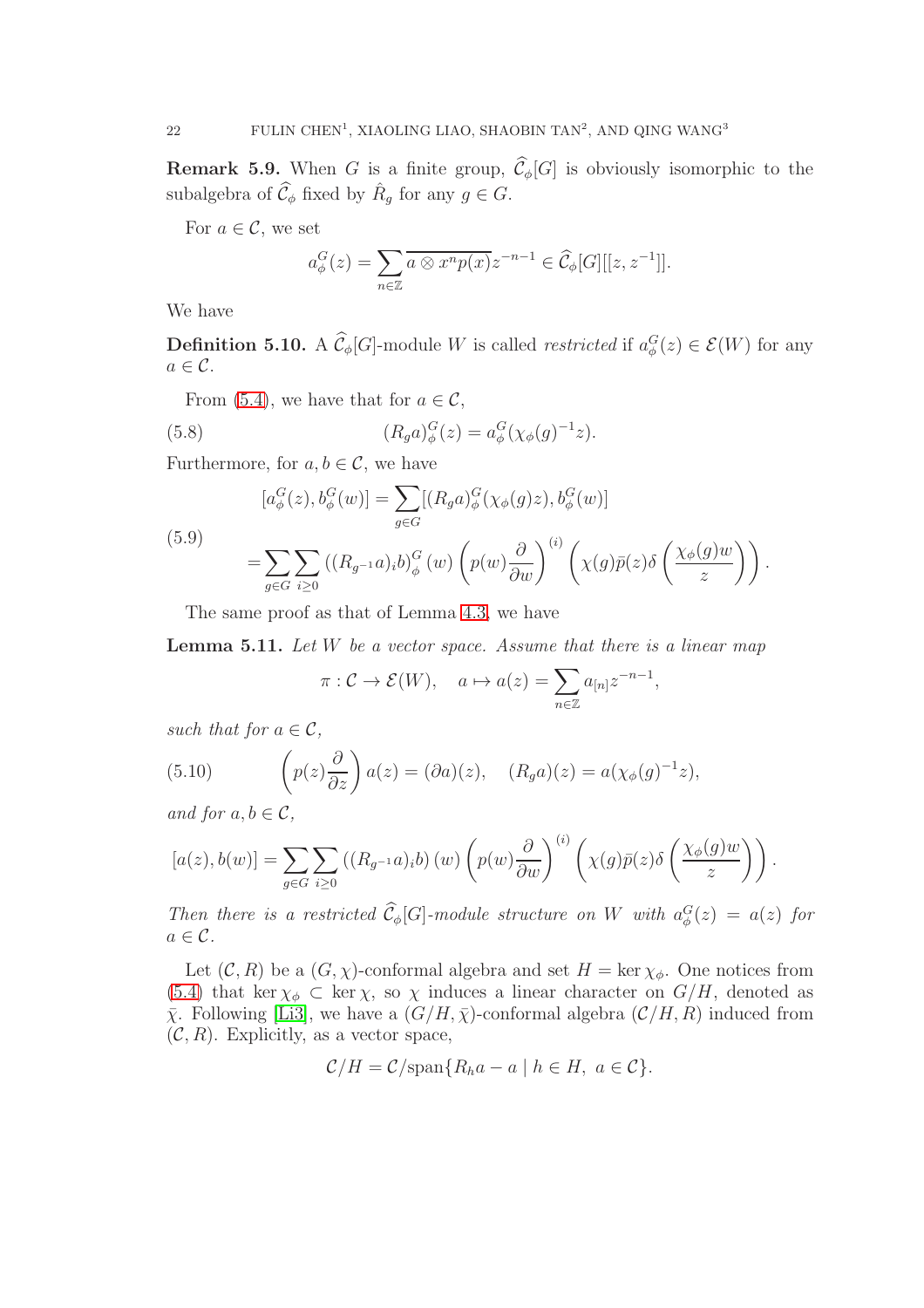**Remark 5.9.** When $G$ is a finite group, $\widehat{\mathcal{C}}_\phi[G]$ is obviously isomorphic to the subalgebra of $\widehat{\mathcal{C}}_\phi$ fixed by $\hat{R}_g$ for any $g \in G$.

For $a \in \mathcal{C}$, we set

$$a_\phi^G(z) = \sum_{n\in\mathbb{Z}} \overline{a \otimes x^n p(x)} z^{-n-1} \in \widehat{\mathcal{C}}_\phi[G][[z, z^{-1}]].$$

We have

**Definition 5.10.** A $\widehat{\mathcal{C}}_\phi[G]$-module $W$ is called *restricted* if $a_\phi^G(z) \in \mathcal{E}(W)$ for any $a \in \mathcal{C}$.

From (5.4), we have that for $a \in \mathcal{C}$,

$$(R_g a)_\phi^G(z) = a_\phi^G(\chi_\phi(g)^{-1} z). \tag{5.8}$$

Furthermore, for $a, b \in \mathcal{C}$, we have

$$\begin{aligned}
[a_\phi^G(z), b_\phi^G(w)] &= \sum_{g\in G} [(R_g a)_\phi^G(\chi_\phi(g) z), b_\phi^G(w)] \\
&= \sum_{g\in G} \sum_{i\geq 0} \left((R_{g^{-1}} a)_i b\right)_\phi^G (w) \left(p(w)\frac{\partial}{\partial w}\right)^{(i)} \left(\chi(g)\bar{p}(z)\delta\left(\frac{\chi_\phi(g) w}{z}\right)\right).
\end{aligned} \tag{5.9}$$

The same proof as that of Lemma 4.3, we have

**Lemma 5.11.** *Let $W$ be a vector space. Assume that there is a linear map*

$$\pi : \mathcal{C} \to \mathcal{E}(W), \quad a \mapsto a(z) = \sum_{n\in\mathbb{Z}} a_{[n]} z^{-n-1},$$

*such that for $a \in \mathcal{C}$,*

$$\left(p(z)\frac{\partial}{\partial z}\right) a(z) = (\partial a)(z), \quad (R_g a)(z) = a(\chi_\phi(g)^{-1} z), \tag{5.10}$$

*and for $a, b \in \mathcal{C}$,*

$$[a(z), b(w)] = \sum_{g\in G} \sum_{i\geq 0} \left((R_{g^{-1}} a)_i b\right)(w) \left(p(w)\frac{\partial}{\partial w}\right)^{(i)} \left(\chi(g)\bar{p}(z)\delta\left(\frac{\chi_\phi(g) w}{z}\right)\right).$$

*Then there is a restricted $\widehat{\mathcal{C}}_\phi[G]$-module structure on $W$ with $a_\phi^G(z) = a(z)$ for $a \in \mathcal{C}$.*

Let $(\mathcal{C}, R)$ be a $(G, \chi)$-conformal algebra and set $H = \ker \chi_\phi$. One notices from (5.4) that $\ker \chi_\phi \subset \ker \chi$, so $\chi$ induces a linear character on $G/H$, denoted as $\bar{\chi}$. Following [Li3], we have a $(G/H, \bar{\chi})$-conformal algebra $(\mathcal{C}/H, R)$ induced from $(\mathcal{C}, R)$. Explicitly, as a vector space,

$$\mathcal{C}/H = \mathcal{C}/\mathrm{span}\{R_h a - a \mid h \in H,\ a \in \mathcal{C}\}.$$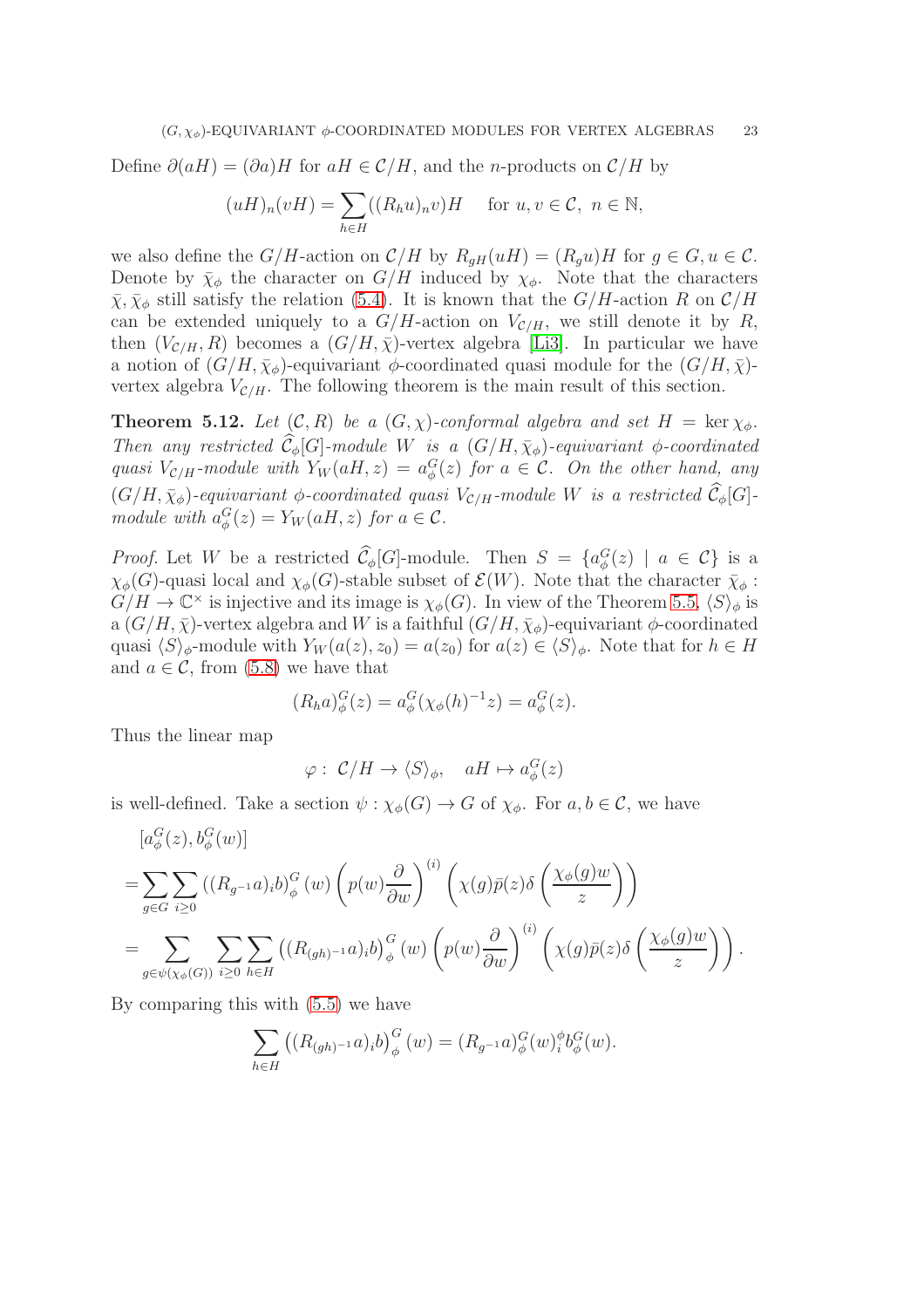Define $\partial(aH) = (\partial a)H$ for $aH \in \mathcal{C}/H$, and the $n$-products on $\mathcal{C}/H$ by

$$(uH)_n(vH) = \sum_{h\in H} ((R_h u)_n v)H \quad \text{for } u, v \in \mathcal{C},\ n \in \mathbb{N},$$

we also define the $G/H$-action on $\mathcal{C}/H$ by $R_{gH}(uH) = (R_g u)H$ for $g \in G, u \in \mathcal{C}$. Denote by $\bar{\chi}_\phi$ the character on $G/H$ induced by $\chi_\phi$. Note that the characters $\bar{\chi}, \bar{\chi}_\phi$ still satisfy the relation (5.4). It is known that the $G/H$-action $R$ on $\mathcal{C}/H$ can be extended uniquely to a $G/H$-action on $V_{\mathcal{C}/H}$, we still denote it by $R$, then $(V_{\mathcal{C}/H}, R)$ becomes a $(G/H, \bar{\chi})$-vertex algebra [Li3]. In particular we have a notion of $(G/H, \bar{\chi}_\phi)$-equivariant $\phi$-coordinated quasi module for the $(G/H, \bar{\chi})$-vertex algebra $V_{\mathcal{C}/H}$. The following theorem is the main result of this section.

**Theorem 5.12.** *Let $(\mathcal{C}, R)$ be a $(G, \chi)$-conformal algebra and set $H = \ker \chi_\phi$. Then any restricted $\widehat{\mathcal{C}}_\phi[G]$-module $W$ is a $(G/H, \bar{\chi}_\phi)$-equivariant $\phi$-coordinated quasi $V_{\mathcal{C}/H}$-module with $Y_W(aH, z) = a^G_\phi(z)$ for $a \in \mathcal{C}$. On the other hand, any $(G/H, \bar{\chi}_\phi)$-equivariant $\phi$-coordinated quasi $V_{\mathcal{C}/H}$-module $W$ is a restricted $\widehat{\mathcal{C}}_\phi[G]$-module with $a^G_\phi(z) = Y_W(aH, z)$ for $a \in \mathcal{C}$.*

*Proof.* Let $W$ be a restricted $\widehat{\mathcal{C}}_\phi[G]$-module. Then $S = \{a^G_\phi(z) \mid a \in \mathcal{C}\}$ is a $\chi_\phi(G)$-quasi local and $\chi_\phi(G)$-stable subset of $\mathcal{E}(W)$. Note that the character $\bar{\chi}_\phi : G/H \to \mathbb{C}^\times$ is injective and its image is $\chi_\phi(G)$. In view of the Theorem 5.5, $\langle S\rangle_\phi$ is a $(G/H, \bar{\chi})$-vertex algebra and $W$ is a faithful $(G/H, \bar{\chi}_\phi)$-equivariant $\phi$-coordinated quasi $\langle S\rangle_\phi$-module with $Y_W(a(z), z_0) = a(z_0)$ for $a(z) \in \langle S\rangle_\phi$. Note that for $h \in H$ and $a \in \mathcal{C}$, from (5.8) we have that

$$(R_h a)^G_\phi(z) = a^G_\phi(\chi_\phi(h)^{-1}z) = a^G_\phi(z).$$

Thus the linear map

$$\varphi :\ \mathcal{C}/H \to \langle S\rangle_\phi, \quad aH \mapsto a^G_\phi(z)$$

is well-defined. Take a section $\psi : \chi_\phi(G) \to G$ of $\chi_\phi$. For $a, b \in \mathcal{C}$, we have

$$\begin{aligned}
&[a^G_\phi(z), b^G_\phi(w)] \\
=&\sum_{g\in G}\sum_{i\geq 0} ((R_{g^{-1}}a)_i b)^G_\phi(w) \left(p(w)\frac{\partial}{\partial w}\right)^{(i)} \left(\chi(g)\bar{p}(z)\delta\left(\frac{\chi_\phi(g)w}{z}\right)\right) \\
=&\sum_{g\in\psi(\chi_\phi(G))}\sum_{i\geq 0}\sum_{h\in H} \left((R_{(gh)^{-1}}a)_i b\right)^G_\phi(w) \left(p(w)\frac{\partial}{\partial w}\right)^{(i)} \left(\chi(g)\bar{p}(z)\delta\left(\frac{\chi_\phi(g)w}{z}\right)\right).
\end{aligned}$$

By comparing this with (5.5) we have

$$\sum_{h\in H} \left((R_{(gh)^{-1}}a)_i b\right)^G_\phi(w) = (R_{g^{-1}}a)^G_\phi(w)^\phi_i b^G_\phi(w).$$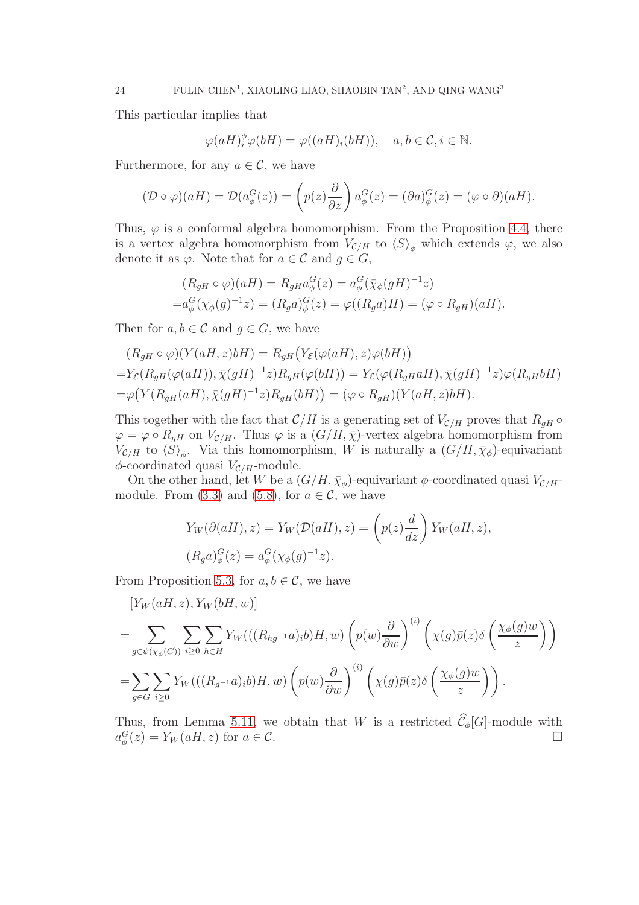This particular implies that

$$\varphi(aH)_i^{\phi}\varphi(bH) = \varphi((aH)_i(bH)), \quad a, b \in \mathcal{C}, i \in \mathbb{N}.$$

Furthermore, for any $a \in \mathcal{C}$, we have

$$(\mathcal{D} \circ \varphi)(aH) = \mathcal{D}(a_{\phi}^G(z)) = \left(p(z)\frac{\partial}{\partial z}\right) a_{\phi}^G(z) = (\partial a)_{\phi}^G(z) = (\varphi \circ \partial)(aH).$$

Thus, $\varphi$ is a conformal algebra homomorphism. From the Proposition 4.4, there is a vertex algebra homomorphism from $V_{\mathcal{C}/H}$ to $\langle S \rangle_{\phi}$ which extends $\varphi$, we also denote it as $\varphi$. Note that for $a \in \mathcal{C}$ and $g \in G$,

$$\begin{aligned}
&(R_{gH} \circ \varphi)(aH) = R_{gH} a_{\phi}^G(z) = a_{\phi}^G(\bar{\chi}_{\phi}(gH)^{-1}z) \\
=&a_{\phi}^G(\chi_{\phi}(g)^{-1}z) = (R_g a)_{\phi}^G(z) = \varphi((R_g a)H) = (\varphi \circ R_{gH})(aH).
\end{aligned}$$

Then for $a, b \in \mathcal{C}$ and $g \in G$, we have

$$\begin{aligned}
&(R_{gH} \circ \varphi)(Y(aH, z)bH) = R_{gH}\big(Y_{\mathcal{E}}(\varphi(aH), z)\varphi(bH)\big) \\
=&Y_{\mathcal{E}}(R_{gH}(\varphi(aH)), \bar{\chi}(gH)^{-1}z)R_{gH}(\varphi(bH)) = Y_{\mathcal{E}}(\varphi(R_{gH}aH), \bar{\chi}(gH)^{-1}z)\varphi(R_{gH}bH) \\
=&\varphi\big(Y(R_{gH}(aH), \bar{\chi}(gH)^{-1}z)R_{gH}(bH)\big) = (\varphi \circ R_{gH})(Y(aH, z)bH).
\end{aligned}$$

This together with the fact that $\mathcal{C}/H$ is a generating set of $V_{\mathcal{C}/H}$ proves that $R_{gH} \circ \varphi = \varphi \circ R_{gH}$ on $V_{\mathcal{C}/H}$. Thus $\varphi$ is a $(G/H, \bar{\chi})$-vertex algebra homomorphism from $V_{\mathcal{C}/H}$ to $\langle S \rangle_{\phi}$. Via this homomorphism, $W$ is naturally a $(G/H, \bar{\chi}_{\phi})$-equivariant $\phi$-coordinated quasi $V_{\mathcal{C}/H}$-module.

On the other hand, let $W$ be a $(G/H, \bar{\chi}_{\phi})$-equivariant $\phi$-coordinated quasi $V_{\mathcal{C}/H}$-module. From (3.3) and (5.8), for $a \in \mathcal{C}$, we have

$$\begin{aligned}
&Y_W(\partial(aH), z) = Y_W(\mathcal{D}(aH), z) = \left(p(z)\frac{d}{dz}\right) Y_W(aH, z), \\
&(R_g a)_{\phi}^G(z) = a_{\phi}^G(\chi_{\phi}(g)^{-1}z).
\end{aligned}$$

From Proposition 5.3, for $a, b \in \mathcal{C}$, we have

$$\begin{aligned}
&[Y_W(aH, z), Y_W(bH, w)] \\
=&\sum_{g \in \psi(\chi_{\phi}(G))} \sum_{i \geq 0} \sum_{h \in H} Y_W(((R_{hg^{-1}}a)_i b)H, w) \left(p(w)\frac{\partial}{\partial w}\right)^{(i)} \left(\chi(g)\bar{p}(z)\delta\left(\frac{\chi_{\phi}(g)w}{z}\right)\right) \\
=&\sum_{g \in G} \sum_{i \geq 0} Y_W(((R_{g^{-1}}a)_i b)H, w) \left(p(w)\frac{\partial}{\partial w}\right)^{(i)} \left(\chi(g)\bar{p}(z)\delta\left(\frac{\chi_{\phi}(g)w}{z}\right)\right).
\end{aligned}$$

Thus, from Lemma 5.11, we obtain that $W$ is a restricted $\widehat{\mathcal{C}}_{\phi}[G]$-module with $a_{\phi}^G(z) = Y_W(aH, z)$ for $a \in \mathcal{C}$. $\square$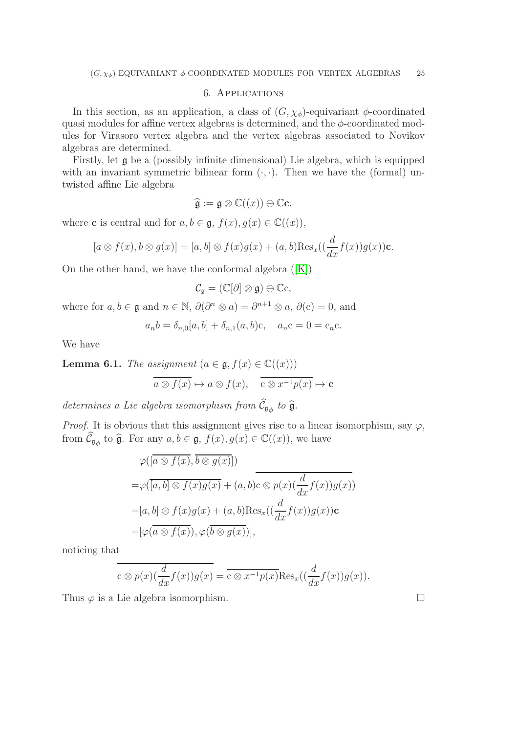## 6. Applications

In this section, as an application, a class of $(G, \chi_\phi)$-equivariant $\phi$-coordinated quasi modules for affine vertex algebras is determined, and the $\phi$-coordinated modules for Virasoro vertex algebra and the vertex algebras associated to Novikov algebras are determined.

Firstly, let $\mathfrak{g}$ be a (possibly infinite dimensional) Lie algebra, which is equipped with an invariant symmetric bilinear form $(\cdot,\cdot)$. Then we have the (formal) untwisted affine Lie algebra

$$\widehat{\mathfrak{g}} := \mathfrak{g} \otimes \mathbb{C}((x)) \oplus \mathbb{C}\mathbf{c},$$

where $\mathbf{c}$ is central and for $a, b \in \mathfrak{g}$, $f(x), g(x) \in \mathbb{C}((x))$,

$$[a \otimes f(x), b \otimes g(x)] = [a,b] \otimes f(x)g(x) + (a,b)\mathrm{Res}_x((\frac{d}{dx}f(x))g(x))\mathbf{c}.$$

On the other hand, we have the conformal algebra ([K])

$$\mathcal{C}_{\mathfrak{g}} = (\mathbb{C}[\partial] \otimes \mathfrak{g}) \oplus \mathbb{C}\mathrm{c},$$

where for $a, b \in \mathfrak{g}$ and $n \in \mathbb{N}$, $\partial(\partial^n \otimes a) = \partial^{n+1} \otimes a$, $\partial(\mathrm{c}) = 0$, and

$$a_n b = \delta_{n,0}[a,b] + \delta_{n,1}(a,b)\mathrm{c}, \quad a_n \mathrm{c} = 0 = \mathrm{c}_n \mathrm{c}.$$

We have

**Lemma 6.1.** *The assignment* $(a \in \mathfrak{g}, f(x) \in \mathbb{C}((x)))$

$$\overline{a \otimes f(x)} \mapsto a \otimes f(x), \quad \overline{\mathrm{c} \otimes x^{-1}p(x)} \mapsto \mathbf{c}$$

*determines a Lie algebra isomorphism from* $\widehat{\mathcal{C}}_{\mathfrak{g}_\phi}$ *to* $\widehat{\mathfrak{g}}$.

*Proof.* It is obvious that this assignment gives rise to a linear isomorphism, say $\varphi$, from $\widehat{\mathcal{C}}_{\mathfrak{g}_\phi}$ to $\widehat{\mathfrak{g}}$. For any $a, b \in \mathfrak{g}$, $f(x), g(x) \in \mathbb{C}((x))$, we have

$$\begin{aligned}
&\varphi([\overline{a \otimes f(x)}, \overline{b \otimes g(x)}]) \\
=&\varphi(\overline{[a,b] \otimes f(x)g(x)} + (a,b)\overline{\mathrm{c} \otimes p(x)(\frac{d}{dx}f(x))g(x)}) \\
=&[a,b] \otimes f(x)g(x) + (a,b)\mathrm{Res}_x((\frac{d}{dx}f(x))g(x))\mathbf{c} \\
=&[\varphi(\overline{a \otimes f(x)}), \varphi(\overline{b \otimes g(x)})],
\end{aligned}$$

noticing that

$$\overline{\mathrm{c} \otimes p(x)(\frac{d}{dx}f(x))g(x)} = \overline{\mathrm{c} \otimes x^{-1}p(x)}\mathrm{Res}_x((\frac{d}{dx}f(x))g(x)).$$

Thus $\varphi$ is a Lie algebra isomorphism. $\square$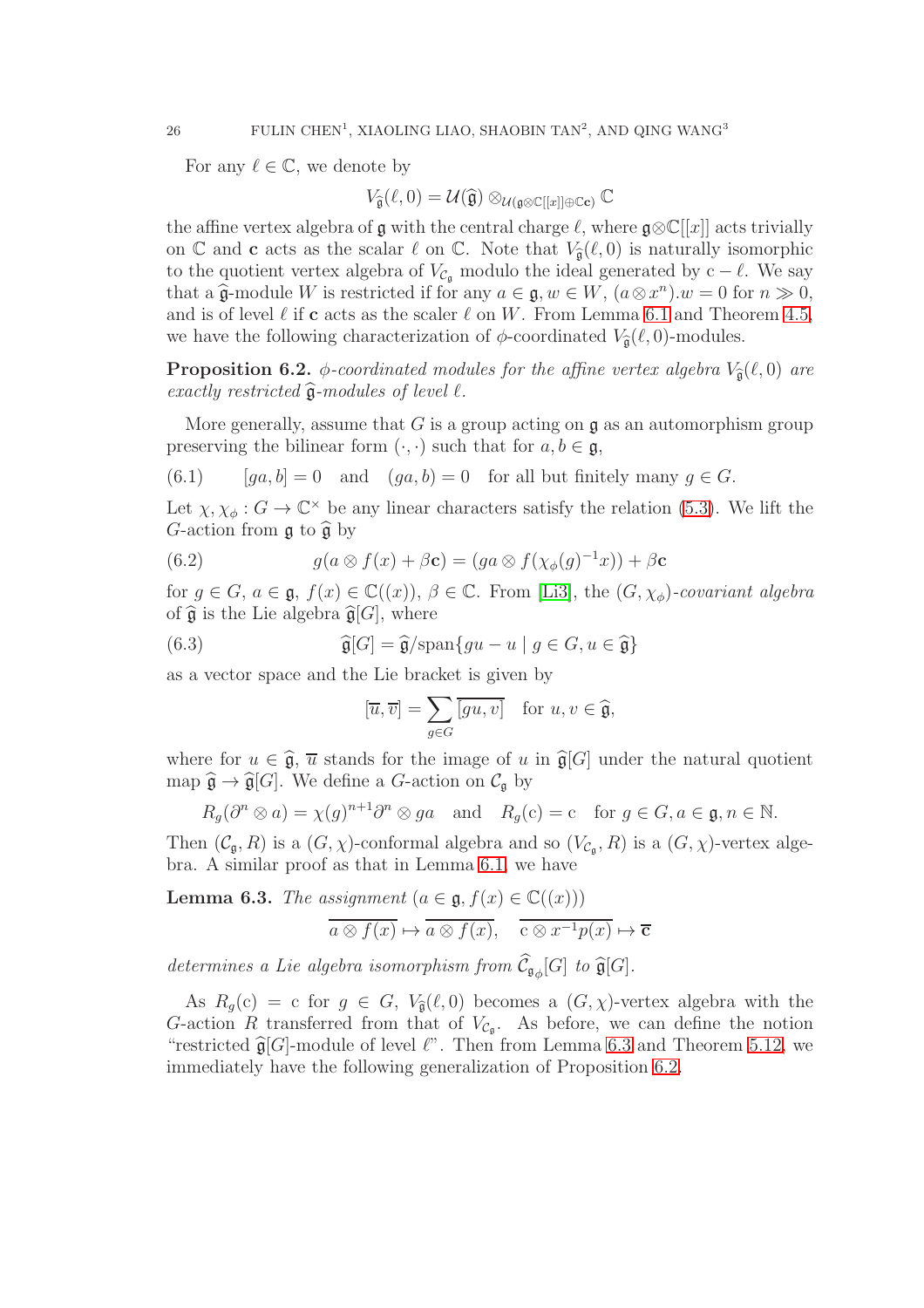For any $\ell \in \mathbb{C}$, we denote by

$$V_{\widehat{\mathfrak{g}}}(\ell, 0) = \mathcal{U}(\widehat{\mathfrak{g}}) \otimes_{\mathcal{U}(\mathfrak{g}\otimes\mathbb{C}[[x]]\oplus\mathbb{C}\mathbf{c})} \mathbb{C}$$

the affine vertex algebra of $\mathfrak{g}$ with the central charge $\ell$, where $\mathfrak{g}\otimes\mathbb{C}[[x]]$ acts trivially on $\mathbb{C}$ and $\mathbf{c}$ acts as the scalar $\ell$ on $\mathbb{C}$. Note that $V_{\widehat{\mathfrak{g}}}(\ell, 0)$ is naturally isomorphic to the quotient vertex algebra of $V_{\mathcal{C}_\mathfrak{g}}$ modulo the ideal generated by $\mathrm{c} - \ell$. We say that a $\widehat{\mathfrak{g}}$-module $W$ is restricted if for any $a \in \mathfrak{g}, w \in W$, $(a \otimes x^n).w = 0$ for $n \gg 0$, and is of level $\ell$ if $\mathbf{c}$ acts as the scaler $\ell$ on $W$. From Lemma 6.1 and Theorem 4.5, we have the following characterization of $\phi$-coordinated $V_{\widehat{\mathfrak{g}}}(\ell, 0)$-modules.

**Proposition 6.2.** *$\phi$-coordinated modules for the affine vertex algebra $V_{\widehat{\mathfrak{g}}}(\ell, 0)$ are exactly restricted $\widehat{\mathfrak{g}}$-modules of level $\ell$.*

More generally, assume that $G$ is a group acting on $\mathfrak{g}$ as an automorphism group preserving the bilinear form $(\cdot, \cdot)$ such that for $a, b \in \mathfrak{g}$,

$$[ga, b] = 0 \quad \text{and} \quad (ga, b) = 0 \quad \text{for all but finitely many } g \in G. \tag{6.1}$$

Let $\chi, \chi_\phi : G \to \mathbb{C}^\times$ be any linear characters satisfy the relation (5.3). We lift the $G$-action from $\mathfrak{g}$ to $\widehat{\mathfrak{g}}$ by

$$g(a \otimes f(x) + \beta\mathbf{c}) = (ga \otimes f(\chi_\phi(g)^{-1}x)) + \beta\mathbf{c} \tag{6.2}$$

for $g \in G$, $a \in \mathfrak{g}$, $f(x) \in \mathbb{C}((x))$, $\beta \in \mathbb{C}$. From [Li3], the $(G, \chi_\phi)$-*covariant algebra* of $\widehat{\mathfrak{g}}$ is the Lie algebra $\widehat{\mathfrak{g}}[G]$, where

$$\widehat{\mathfrak{g}}[G] = \widehat{\mathfrak{g}}/\mathrm{span}\{gu - u \mid g \in G, u \in \widehat{\mathfrak{g}}\} \tag{6.3}$$

as a vector space and the Lie bracket is given by

$$[\overline{u}, \overline{v}] = \sum_{g\in G} \overline{[gu, v]} \quad \text{for } u, v \in \widehat{\mathfrak{g}},$$

where for $u \in \widehat{\mathfrak{g}}$, $\overline{u}$ stands for the image of $u$ in $\widehat{\mathfrak{g}}[G]$ under the natural quotient map $\widehat{\mathfrak{g}} \to \widehat{\mathfrak{g}}[G]$. We define a $G$-action on $\mathcal{C}_\mathfrak{g}$ by

$$R_g(\partial^n \otimes a) = \chi(g)^{n+1}\partial^n \otimes ga \quad \text{and} \quad R_g(\mathrm{c}) = \mathrm{c} \quad \text{for } g \in G, a \in \mathfrak{g}, n \in \mathbb{N}.$$

Then $(\mathcal{C}_\mathfrak{g}, R)$ is a $(G, \chi)$-conformal algebra and so $(V_{\mathcal{C}_\mathfrak{g}}, R)$ is a $(G, \chi)$-vertex algebra. A similar proof as that in Lemma 6.1, we have

**Lemma 6.3.** *The assignment* $(a \in \mathfrak{g}, f(x) \in \mathbb{C}((x)))$

$$\overline{a \otimes f(x)} \mapsto \overline{a \otimes f(x)}, \quad \overline{\mathrm{c} \otimes x^{-1}p(x)} \mapsto \overline{\mathbf{c}}$$

*determines a Lie algebra isomorphism from $\widehat{\mathcal{C}}_{\mathfrak{g}_\phi}[G]$ to $\widehat{\mathfrak{g}}[G]$.*

As $R_g(\mathrm{c}) = \mathrm{c}$ for $g \in G$, $V_{\widehat{\mathfrak{g}}}(\ell, 0)$ becomes a $(G, \chi)$-vertex algebra with the $G$-action $R$ transferred from that of $V_{\mathcal{C}_\mathfrak{g}}$. As before, we can define the notion "restricted $\widehat{\mathfrak{g}}[G]$-module of level $\ell$". Then from Lemma 6.3 and Theorem 5.12, we immediately have the following generalization of Proposition 6.2.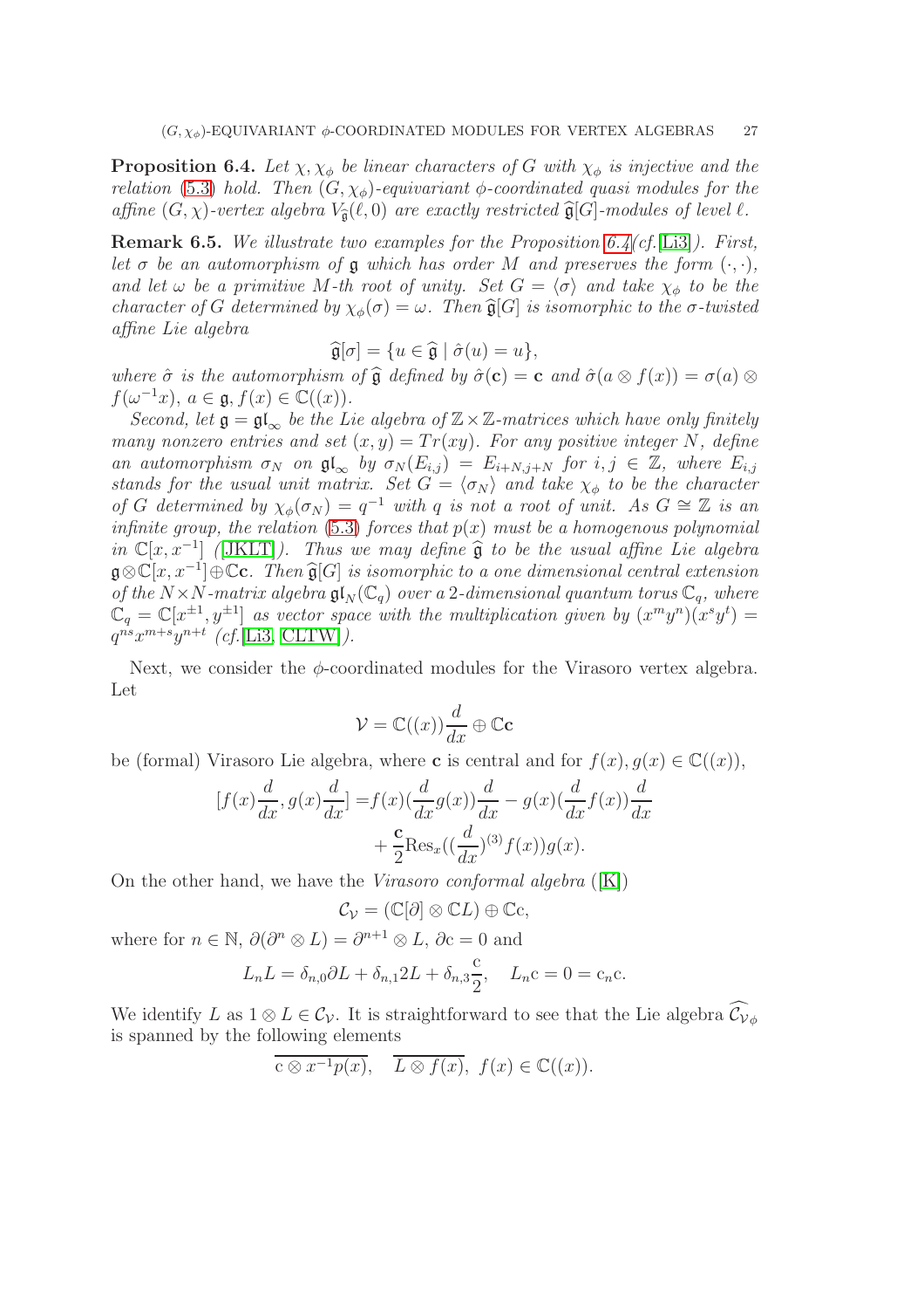**Proposition 6.4.** *Let $\chi, \chi_\phi$ be linear characters of $G$ with $\chi_\phi$ is injective and the relation (5.3) hold. Then $(G, \chi_\phi)$-equivariant $\phi$-coordinated quasi modules for the affine $(G, \chi)$-vertex algebra $V_{\widehat{\mathfrak{g}}}(\ell, 0)$ are exactly restricted $\widehat{\mathfrak{g}}[G]$-modules of level $\ell$.*

**Remark 6.5.** *We illustrate two examples for the Proposition 6.4(cf.[Li3]). First, let $\sigma$ be an automorphism of $\mathfrak{g}$ which has order $M$ and preserves the form $(\cdot, \cdot)$, and let $\omega$ be a primitive $M$-th root of unity. Set $G = \langle \sigma \rangle$ and take $\chi_\phi$ to be the character of $G$ determined by $\chi_\phi(\sigma) = \omega$. Then $\widehat{\mathfrak{g}}[G]$ is isomorphic to the $\sigma$-twisted affine Lie algebra*

$$\widehat{\mathfrak{g}}[\sigma] = \{u \in \widehat{\mathfrak{g}} \mid \hat{\sigma}(u) = u\},$$

*where $\hat{\sigma}$ is the automorphism of $\widehat{\mathfrak{g}}$ defined by $\hat{\sigma}(\mathbf{c}) = \mathbf{c}$ and $\hat{\sigma}(a \otimes f(x)) = \sigma(a) \otimes f(\omega^{-1}x)$, $a \in \mathfrak{g}, f(x) \in \mathbb{C}((x))$.*

*Second, let $\mathfrak{g} = \mathfrak{gl}_\infty$ be the Lie algebra of $\mathbb{Z} \times \mathbb{Z}$-matrices which have only finitely many nonzero entries and set $(x, y) = Tr(xy)$. For any positive integer $N$, define an automorphism $\sigma_N$ on $\mathfrak{gl}_\infty$ by $\sigma_N(E_{i,j}) = E_{i+N,j+N}$ for $i, j \in \mathbb{Z}$, where $E_{i,j}$ stands for the usual unit matrix. Set $G = \langle \sigma_N \rangle$ and take $\chi_\phi$ to be the character of $G$ determined by $\chi_\phi(\sigma_N) = q^{-1}$ with $q$ is not a root of unit. As $G \cong \mathbb{Z}$ is an infinite group, the relation (5.3) forces that $p(x)$ must be a homogenous polynomial in $\mathbb{C}[x, x^{-1}]$ ([JKLT]). Thus we may define $\widehat{\mathfrak{g}}$ to be the usual affine Lie algebra $\mathfrak{g} \otimes \mathbb{C}[x, x^{-1}] \oplus \mathbb{C}\mathbf{c}$. Then $\widehat{\mathfrak{g}}[G]$ is isomorphic to a one dimensional central extension of the $N \times N$-matrix algebra $\mathfrak{gl}_N(\mathbb{C}_q)$ over a 2-dimensional quantum torus $\mathbb{C}_q$, where $\mathbb{C}_q = \mathbb{C}[x^{\pm 1}, y^{\pm 1}]$ as vector space with the multiplication given by $(x^m y^n)(x^s y^t) = q^{ns} x^{m+s} y^{n+t}$ (cf.[Li3, CLTW]).*

Next, we consider the $\phi$-coordinated modules for the Virasoro vertex algebra. Let

$$\mathcal{V} = \mathbb{C}((x))\frac{d}{dx} \oplus \mathbb{C}\mathbf{c}$$

be (formal) Virasoro Lie algebra, where $\mathbf{c}$ is central and for $f(x), g(x) \in \mathbb{C}((x))$,

$$\begin{aligned}
[f(x)\frac{d}{dx}, g(x)\frac{d}{dx}] =& f(x)(\frac{d}{dx}g(x))\frac{d}{dx} - g(x)(\frac{d}{dx}f(x))\frac{d}{dx} \\
&+ \frac{\mathbf{c}}{2}\mathrm{Res}_x((\frac{d}{dx})^{(3)}f(x))g(x).
\end{aligned}$$

On the other hand, we have the *Virasoro conformal algebra* ([K])

$$\mathcal{C}_{\mathcal{V}} = (\mathbb{C}[\partial] \otimes \mathbb{C}L) \oplus \mathbb{C}\mathrm{c},$$

where for $n \in \mathbb{N}$, $\partial(\partial^n \otimes L) = \partial^{n+1} \otimes L$, $\partial \mathrm{c} = 0$ and

$$L_n L = \delta_{n,0}\partial L + \delta_{n,1} 2L + \delta_{n,3}\frac{\mathrm{c}}{2}, \quad L_n \mathrm{c} = 0 = \mathrm{c}_n \mathrm{c}.$$

We identify $L$ as $1 \otimes L \in \mathcal{C}_{\mathcal{V}}$. It is straightforward to see that the Lie algebra $\widehat{\mathcal{C}_{\mathcal{V}\phi}}$ is spanned by the following elements

$$\overline{\mathrm{c} \otimes x^{-1}p(x)}, \quad \overline{L \otimes f(x)}, \ f(x) \in \mathbb{C}((x)).$$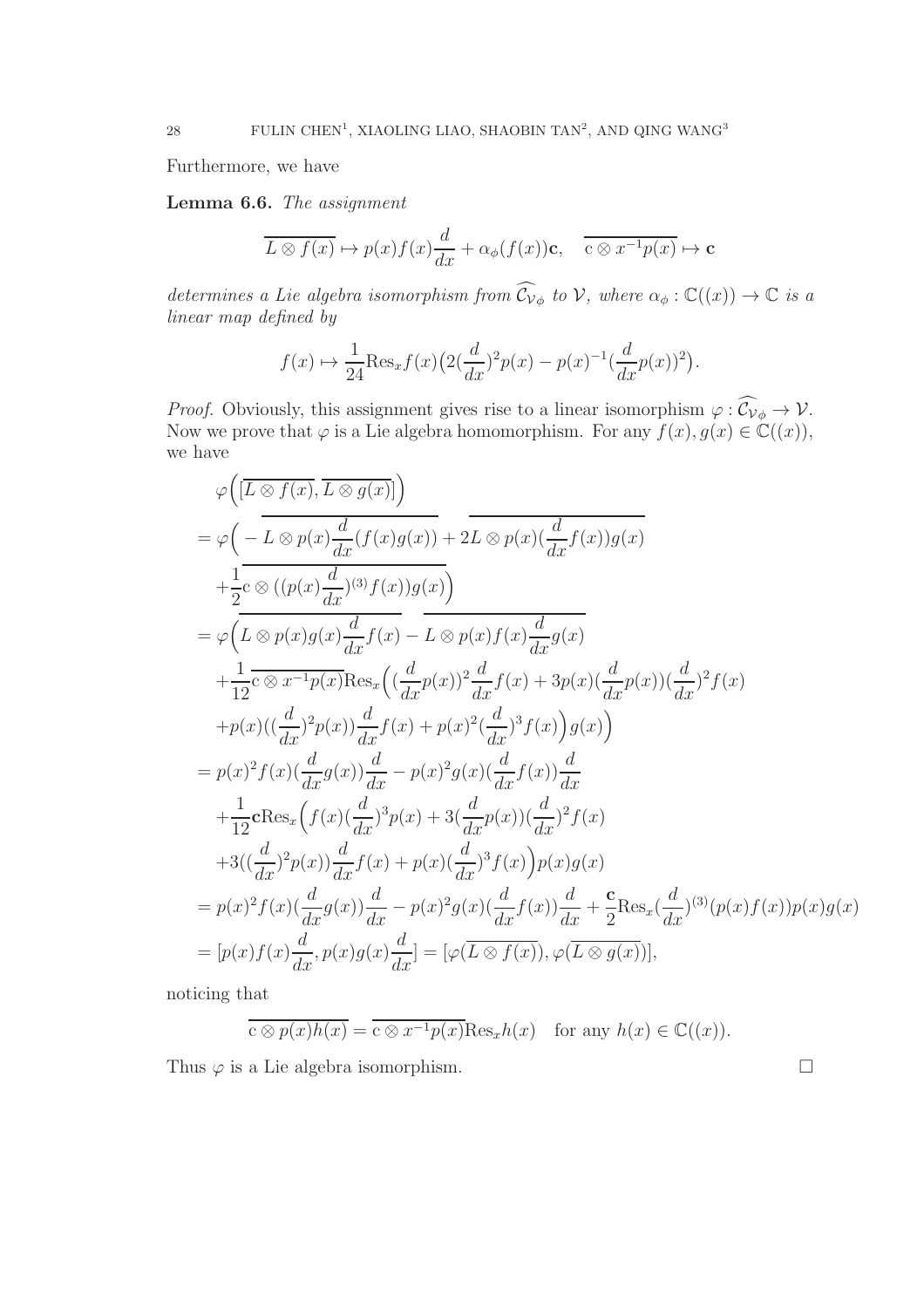Furthermore, we have

**Lemma 6.6.** *The assignment*

$$\overline{L \otimes f(x)} \mapsto p(x)f(x)\frac{d}{dx} + \alpha_\phi(f(x))\mathbf{c}, \quad \overline{\mathrm{c} \otimes x^{-1}p(x)} \mapsto \mathbf{c}$$

*determines a Lie algebra isomorphism from $\widehat{\mathcal{C}_{\mathcal{V}_\phi}}$ to $\mathcal{V}$, where $\alpha_\phi : \mathbb{C}((x)) \to \mathbb{C}$ is a linear map defined by*

$$f(x) \mapsto \frac{1}{24}\mathrm{Res}_x f(x)\big(2(\frac{d}{dx})^2 p(x) - p(x)^{-1}(\frac{d}{dx}p(x))^2\big).$$

*Proof.* Obviously, this assignment gives rise to a linear isomorphism $\varphi : \widehat{\mathcal{C}_{\mathcal{V}_\phi}} \to \mathcal{V}$. Now we prove that $\varphi$ is a Lie algebra homomorphism. For any $f(x), g(x) \in \mathbb{C}((x))$, we have

$$\begin{aligned}
&\varphi\Big([\overline{L \otimes f(x)}, \overline{L \otimes g(x)}]\Big)\\
=\ &\varphi\Big(\overline{-L \otimes p(x)\frac{d}{dx}(f(x)g(x))} + \overline{2L \otimes p(x)(\frac{d}{dx}f(x))g(x)}\\
&+\frac{1}{2}\overline{\mathrm{c} \otimes ((p(x)\frac{d}{dx})^{(3)}f(x))g(x)}\Big)\\
=\ &\varphi\Big(\overline{L \otimes p(x)g(x)\frac{d}{dx}f(x)} - \overline{L \otimes p(x)f(x)\frac{d}{dx}g(x)}\\
&+\frac{1}{12}\overline{\mathrm{c} \otimes x^{-1}p(x)}\mathrm{Res}_x\Big((\frac{d}{dx}p(x))^2\frac{d}{dx}f(x) + 3p(x)(\frac{d}{dx}p(x))(\frac{d}{dx})^2 f(x)\\
&+p(x)((\frac{d}{dx})^2 p(x))\frac{d}{dx}f(x) + p(x)^2(\frac{d}{dx})^3 f(x)\Big)g(x)\Big)\\
=\ &p(x)^2 f(x)(\frac{d}{dx}g(x))\frac{d}{dx} - p(x)^2 g(x)(\frac{d}{dx}f(x))\frac{d}{dx}\\
&+\frac{1}{12}\mathbf{c}\mathrm{Res}_x\Big(f(x)(\frac{d}{dx})^3 p(x) + 3(\frac{d}{dx}p(x))(\frac{d}{dx})^2 f(x)\\
&+3((\frac{d}{dx})^2 p(x))\frac{d}{dx}f(x) + p(x)(\frac{d}{dx})^3 f(x)\Big)p(x)g(x)\\
=\ &p(x)^2 f(x)(\frac{d}{dx}g(x))\frac{d}{dx} - p(x)^2 g(x)(\frac{d}{dx}f(x))\frac{d}{dx} + \frac{\mathbf{c}}{2}\mathrm{Res}_x(\frac{d}{dx})^{(3)}(p(x)f(x))p(x)g(x)\\
=\ &[p(x)f(x)\frac{d}{dx}, p(x)g(x)\frac{d}{dx}] = [\varphi(\overline{L \otimes f(x)}), \varphi(\overline{L \otimes g(x)})],
\end{aligned}$$

noticing that

$$\overline{\mathrm{c} \otimes p(x)h(x)} = \overline{\mathrm{c} \otimes x^{-1}p(x)}\mathrm{Res}_x h(x) \quad \text{for any } h(x) \in \mathbb{C}((x)).$$

Thus $\varphi$ is a Lie algebra isomorphism. $\square$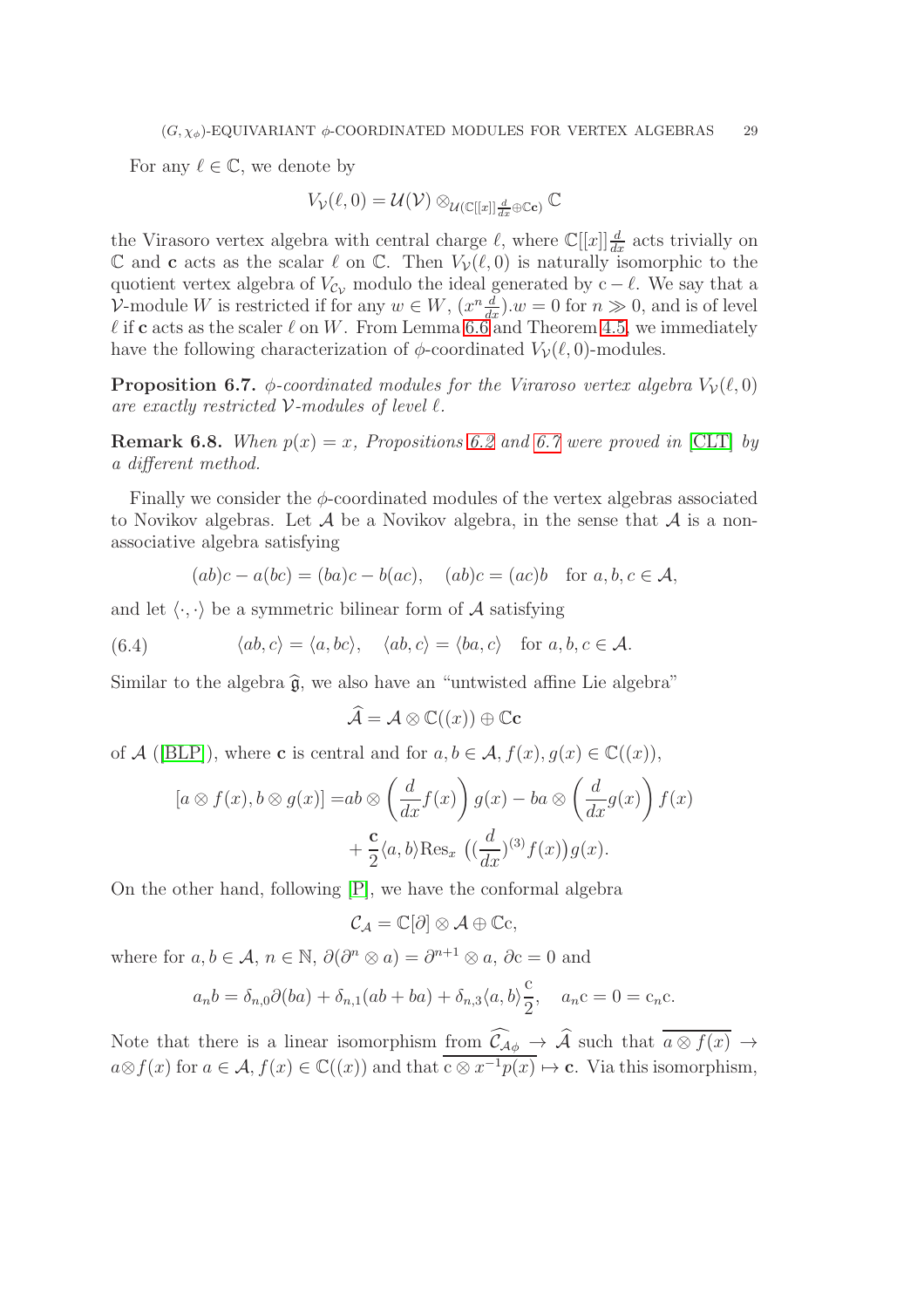For any $\ell \in \mathbb{C}$, we denote by

$$V_{\mathcal{V}}(\ell, 0) = \mathcal{U}(\mathcal{V}) \otimes_{\mathcal{U}(\mathbb{C}[[x]]\frac{d}{dx} \oplus \mathbb{C}\mathbf{c})} \mathbb{C}$$

the Virasoro vertex algebra with central charge $\ell$, where $\mathbb{C}[[x]]\frac{d}{dx}$ acts trivially on $\mathbb{C}$ and $\mathbf{c}$ acts as the scalar $\ell$ on $\mathbb{C}$. Then $V_{\mathcal{V}}(\ell, 0)$ is naturally isomorphic to the quotient vertex algebra of $V_{\mathcal{C}_{\mathcal{V}}}$ modulo the ideal generated by $\mathrm{c} - \ell$. We say that a $\mathcal{V}$-module $W$ is restricted if for any $w \in W$, $(x^n \frac{d}{dx}).w = 0$ for $n \gg 0$, and is of level $\ell$ if $\mathbf{c}$ acts as the scaler $\ell$ on $W$. From Lemma 6.6 and Theorem 4.5, we immediately have the following characterization of $\phi$-coordinated $V_{\mathcal{V}}(\ell, 0)$-modules.

**Proposition 6.7.** *$\phi$-coordinated modules for the Viraroso vertex algebra $V_{\mathcal{V}}(\ell, 0)$ are exactly restricted $\mathcal{V}$-modules of level $\ell$.*

**Remark 6.8.** *When $p(x) = x$, Propositions 6.2 and 6.7 were proved in* [CLT] *by a different method.*

Finally we consider the $\phi$-coordinated modules of the vertex algebras associated to Novikov algebras. Let $\mathcal{A}$ be a Novikov algebra, in the sense that $\mathcal{A}$ is a non-associative algebra satisfying

$$(ab)c - a(bc) = (ba)c - b(ac), \quad (ab)c = (ac)b \quad \text{for } a, b, c \in \mathcal{A},$$

and let $\langle \cdot, \cdot \rangle$ be a symmetric bilinear form of $\mathcal{A}$ satisfying

$$\langle ab, c \rangle = \langle a, bc \rangle, \quad \langle ab, c \rangle = \langle ba, c \rangle \quad \text{for } a, b, c \in \mathcal{A}. \tag{6.4}$$

Similar to the algebra $\widehat{\mathfrak{g}}$, we also have an "untwisted affine Lie algebra"

$$\widehat{\mathcal{A}} = \mathcal{A} \otimes \mathbb{C}((x)) \oplus \mathbb{C}\mathbf{c}$$

of $\mathcal{A}$ ([BLP]), where $\mathbf{c}$ is central and for $a, b \in \mathcal{A}$, $f(x), g(x) \in \mathbb{C}((x))$,

$$\begin{aligned}
[a \otimes f(x), b \otimes g(x)] =& ab \otimes \left(\frac{d}{dx} f(x)\right) g(x) - ba \otimes \left(\frac{d}{dx} g(x)\right) f(x) \\
&+ \frac{\mathbf{c}}{2} \langle a, b \rangle \mathrm{Res}_x \left( (\frac{d}{dx})^{(3)} f(x) \right) g(x).
\end{aligned}$$

On the other hand, following [P], we have the conformal algebra

$$\mathcal{C}_{\mathcal{A}} = \mathbb{C}[\partial] \otimes \mathcal{A} \oplus \mathbb{C}\mathrm{c},$$

where for $a, b \in \mathcal{A}$, $n \in \mathbb{N}$, $\partial(\partial^n \otimes a) = \partial^{n+1} \otimes a$, $\partial \mathrm{c} = 0$ and

$$a_n b = \delta_{n,0} \partial(ba) + \delta_{n,1}(ab + ba) + \delta_{n,3} \langle a, b \rangle \frac{\mathrm{c}}{2}, \quad a_n \mathrm{c} = 0 = \mathrm{c}_n \mathrm{c}.$$

Note that there is a linear isomorphism from $\widehat{\mathcal{C}_{\mathcal{A}\phi}} \to \widehat{\mathcal{A}}$ such that $\overline{a \otimes f(x)} \to a \otimes f(x)$ for $a \in \mathcal{A}$, $f(x) \in \mathbb{C}((x))$ and that $\overline{\mathrm{c} \otimes x^{-1} p(x)} \mapsto \mathbf{c}$. Via this isomorphism,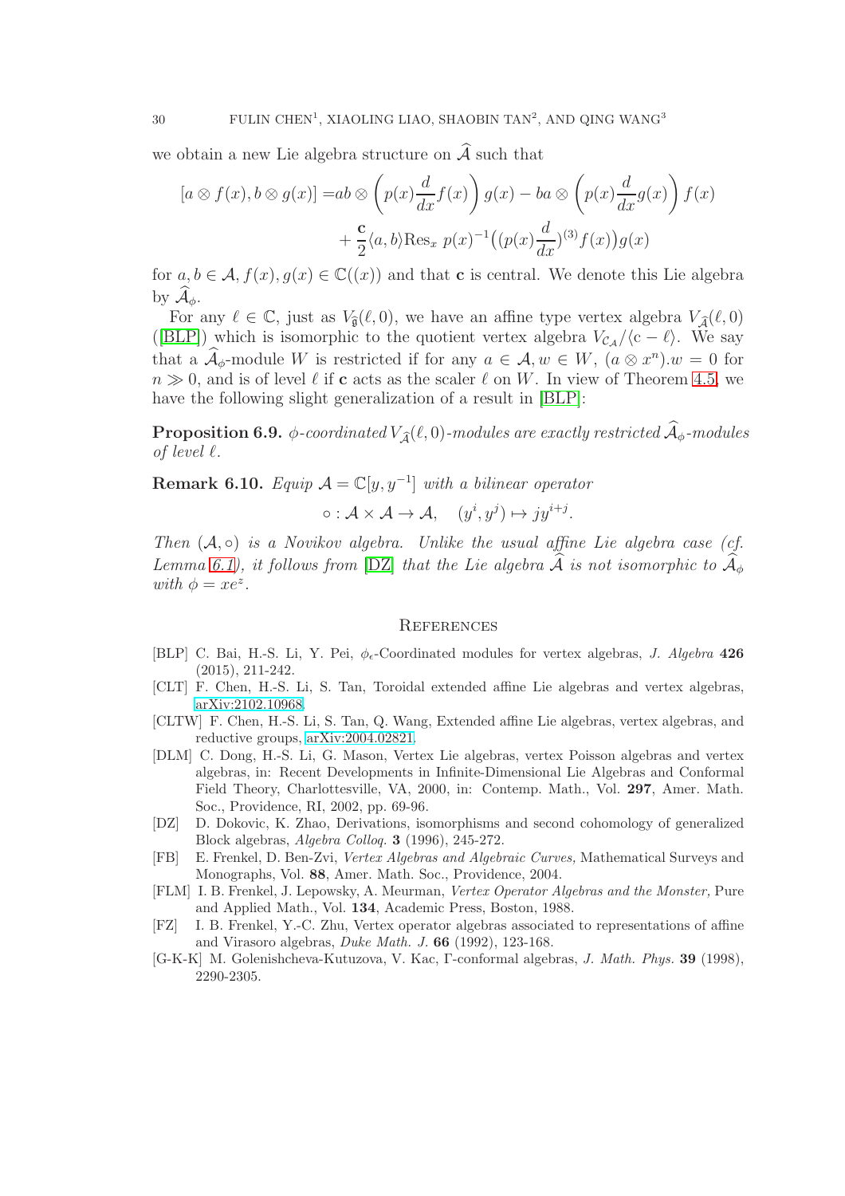we obtain a new Lie algebra structure on $\widehat{\mathcal{A}}$ such that

$$[a \otimes f(x), b \otimes g(x)] = ab \otimes \left(p(x)\frac{d}{dx}f(x)\right)g(x) - ba \otimes \left(p(x)\frac{d}{dx}g(x)\right)f(x) + \frac{\mathbf{c}}{2}\langle a, b\rangle \mathrm{Res}_x\, p(x)^{-1}\big((p(x)\frac{d}{dx})^{(3)}f(x)\big)g(x)$$

for $a, b \in \mathcal{A}$, $f(x), g(x) \in \mathbb{C}((x))$ and that $\mathbf{c}$ is central. We denote this Lie algebra by $\widehat{\mathcal{A}}_\phi$.

For any $\ell \in \mathbb{C}$, just as $V_{\widehat{\mathfrak{g}}}(\ell, 0)$, we have an affine type vertex algebra $V_{\widehat{\mathcal{A}}}(\ell, 0)$ ([BLP]) which is isomorphic to the quotient vertex algebra $V_{\mathcal{C}_\mathcal{A}}/\langle \mathrm{c} - \ell\rangle$. We say that a $\widehat{\mathcal{A}}_\phi$-module $W$ is restricted if for any $a \in \mathcal{A}, w \in W$, $(a \otimes x^n).w = 0$ for $n \gg 0$, and is of level $\ell$ if $\mathbf{c}$ acts as the scaler $\ell$ on $W$. In view of Theorem 4.5, we have the following slight generalization of a result in [BLP]:

**Proposition 6.9.** *$\phi$-coordinated $V_{\widehat{\mathcal{A}}}(\ell, 0)$-modules are exactly restricted $\widehat{\mathcal{A}}_\phi$-modules of level $\ell$.*

**Remark 6.10.** *Equip $\mathcal{A} = \mathbb{C}[y, y^{-1}]$ with a bilinear operator*

$$\circ : \mathcal{A} \times \mathcal{A} \to \mathcal{A}, \quad (y^i, y^j) \mapsto j y^{i+j}.$$

*Then $(\mathcal{A}, \circ)$ is a Novikov algebra. Unlike the usual affine Lie algebra case (cf. Lemma 6.1), it follows from [DZ] that the Lie algebra $\widehat{\mathcal{A}}$ is not isomorphic to $\widehat{\mathcal{A}}_\phi$ with $\phi = xe^z$.*

## References

- [BLP] C. Bai, H.-S. Li, Y. Pei, $\phi_\epsilon$-Coordinated modules for vertex algebras, *J. Algebra* **426** (2015), 211-242.
- [CLT] F. Chen, H.-S. Li, S. Tan, Toroidal extended affine Lie algebras and vertex algebras, arXiv:2102.10968.
- [CLTW] F. Chen, H.-S. Li, S. Tan, Q. Wang, Extended affine Lie algebras, vertex algebras, and reductive groups, arXiv:2004.02821.
- [DLM] C. Dong, H.-S. Li, G. Mason, Vertex Lie algebras, vertex Poisson algebras and vertex algebras, in: Recent Developments in Infinite-Dimensional Lie Algebras and Conformal Field Theory, Charlottesville, VA, 2000, in: Contemp. Math., Vol. **297**, Amer. Math. Soc., Providence, RI, 2002, pp. 69-96.
- [DZ] D. Dokovic, K. Zhao, Derivations, isomorphisms and second cohomology of generalized Block algebras, *Algebra Colloq.* **3** (1996), 245-272.
- [FB] E. Frenkel, D. Ben-Zvi, *Vertex Algebras and Algebraic Curves,* Mathematical Surveys and Monographs, Vol. **88**, Amer. Math. Soc., Providence, 2004.
- [FLM] I. B. Frenkel, J. Lepowsky, A. Meurman, *Vertex Operator Algebras and the Monster,* Pure and Applied Math., Vol. **134**, Academic Press, Boston, 1988.
- [FZ] I. B. Frenkel, Y.-C. Zhu, Vertex operator algebras associated to representations of affine and Virasoro algebras, *Duke Math. J.* **66** (1992), 123-168.
- [G-K-K] M. Golenishcheva-Kutuzova, V. Kac, Γ-conformal algebras, *J. Math. Phys.* **39** (1998), 2290-2305.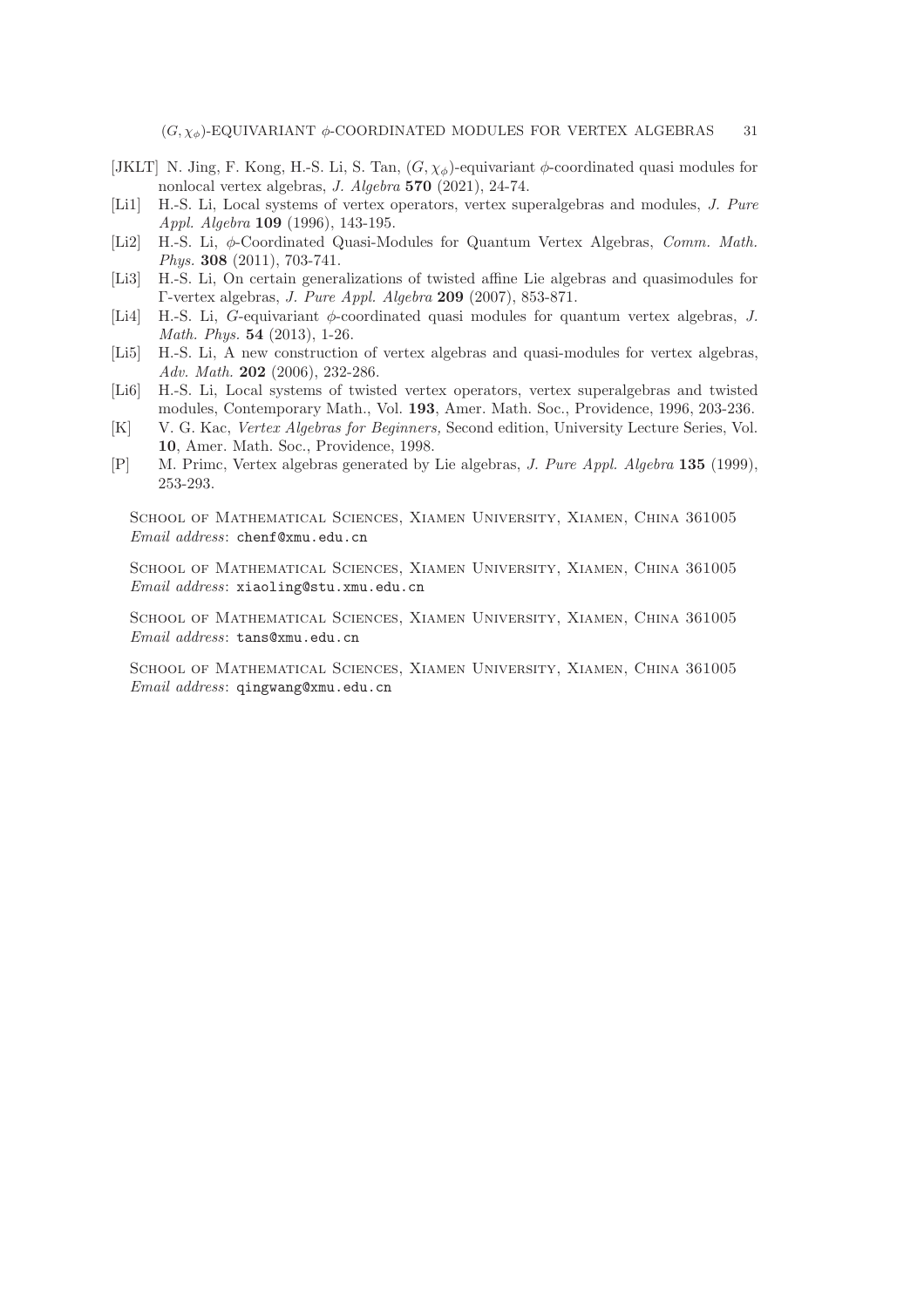- [JKLT] N. Jing, F. Kong, H.-S. Li, S. Tan, $(G, \chi_\phi)$-equivariant $\phi$-coordinated quasi modules for nonlocal vertex algebras, *J. Algebra* **570** (2021), 24-74.
- [Li1] H.-S. Li, Local systems of vertex operators, vertex superalgebras and modules, *J. Pure Appl. Algebra* **109** (1996), 143-195.
- [Li2] H.-S. Li, $\phi$-Coordinated Quasi-Modules for Quantum Vertex Algebras, *Comm. Math. Phys.* **308** (2011), 703-741.
- [Li3] H.-S. Li, On certain generalizations of twisted affine Lie algebras and quasimodules for $\Gamma$-vertex algebras, *J. Pure Appl. Algebra* **209** (2007), 853-871.
- [Li4] H.-S. Li, $G$-equivariant $\phi$-coordinated quasi modules for quantum vertex algebras, *J. Math. Phys.* **54** (2013), 1-26.
- [Li5] H.-S. Li, A new construction of vertex algebras and quasi-modules for vertex algebras, *Adv. Math.* **202** (2006), 232-286.
- [Li6] H.-S. Li, Local systems of twisted vertex operators, vertex superalgebras and twisted modules, Contemporary Math., Vol. **193**, Amer. Math. Soc., Providence, 1996, 203-236.
- [K] V. G. Kac, *Vertex Algebras for Beginners,* Second edition, University Lecture Series, Vol. **10**, Amer. Math. Soc., Providence, 1998.
- [P] M. Primc, Vertex algebras generated by Lie algebras, *J. Pure Appl. Algebra* **135** (1999), 253-293.

School of Mathematical Sciences, Xiamen University, Xiamen, China 361005
*Email address*: chenf@xmu.edu.cn

School of Mathematical Sciences, Xiamen University, Xiamen, China 361005
*Email address*: xiaoling@stu.xmu.edu.cn

School of Mathematical Sciences, Xiamen University, Xiamen, China 361005
*Email address*: tans@xmu.edu.cn

School of Mathematical Sciences, Xiamen University, Xiamen, China 361005
*Email address*: qingwang@xmu.edu.cn